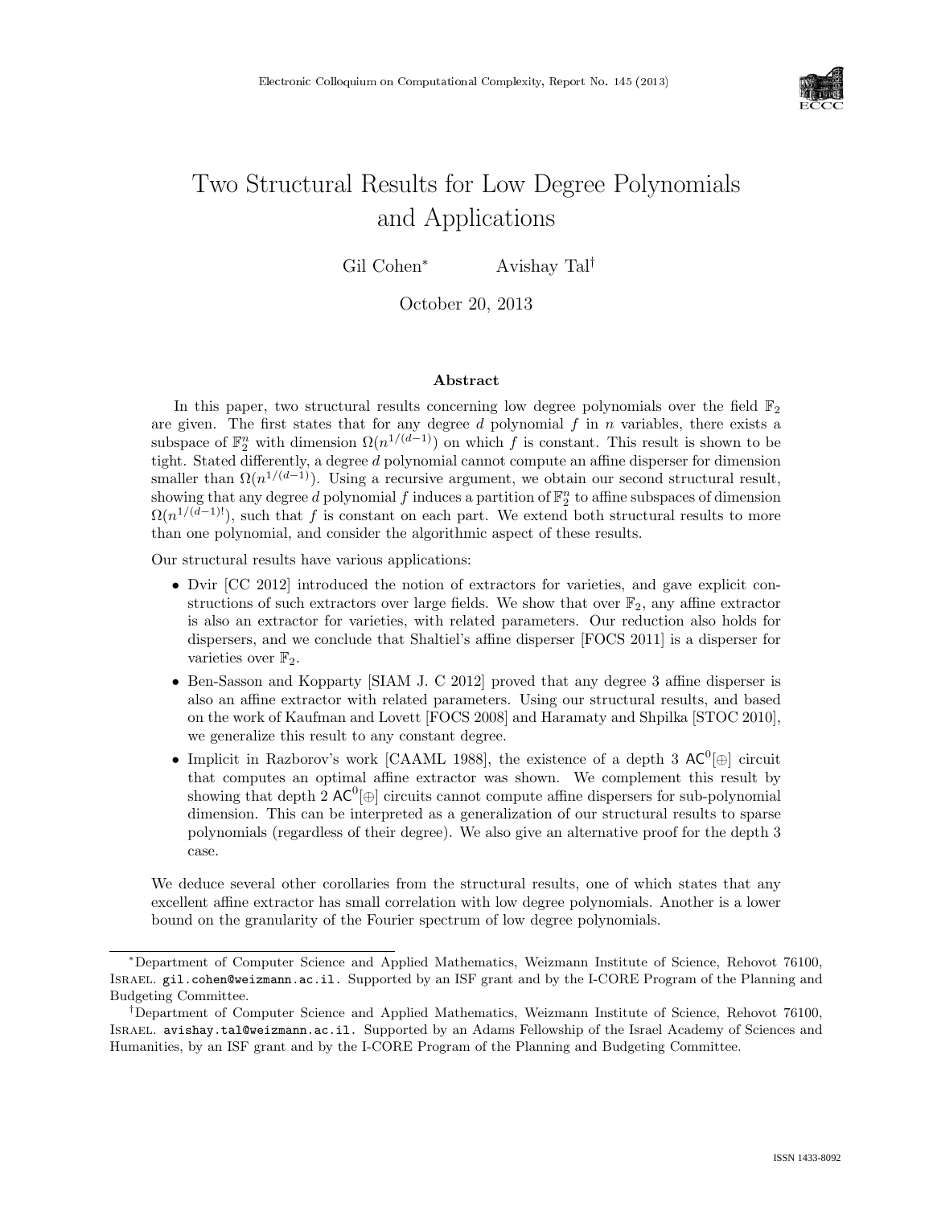# Two Structural Results for Low Degree Polynomials and Applications

Gil Cohen* Avishay Tal†

October 20, 2013

## Abstract

In this paper, two structural results concerning low degree polynomials over the field $\mathbb{F}_2$ are given. The first states that for any degree $d$ polynomial $f$ in $n$ variables, there exists a subspace of $\mathbb{F}_2^n$ with dimension $\Omega(n^{1/(d-1)})$ on which $f$ is constant. This result is shown to be tight. Stated differently, a degree $d$ polynomial cannot compute an affine disperser for dimension smaller than $\Omega(n^{1/(d-1)})$. Using a recursive argument, we obtain our second structural result, showing that any degree $d$ polynomial $f$ induces a partition of $\mathbb{F}_2^n$ to affine subspaces of dimension $\Omega(n^{1/(d-1)!})$, such that $f$ is constant on each part. We extend both structural results to more than one polynomial, and consider the algorithmic aspect of these results.

Our structural results have various applications:

- Dvir [CC 2012] introduced the notion of extractors for varieties, and gave explicit constructions of such extractors over large fields. We show that over $\mathbb{F}_2$, any affine extractor is also an extractor for varieties, with related parameters. Our reduction also holds for dispersers, and we conclude that Shaltiel's affine disperser [FOCS 2011] is a disperser for varieties over $\mathbb{F}_2$.
- Ben-Sasson and Kopparty [SIAM J. C 2012] proved that any degree 3 affine disperser is also an affine extractor with related parameters. Using our structural results, and based on the work of Kaufman and Lovett [FOCS 2008] and Haramaty and Shpilka [STOC 2010], we generalize this result to any constant degree.
- Implicit in Razborov's work [CAAML 1988], the existence of a depth 3 $\mathsf{AC}^0[\oplus]$ circuit that computes an optimal affine extractor was shown. We complement this result by showing that depth 2 $\mathsf{AC}^0[\oplus]$ circuits cannot compute affine dispersers for sub-polynomial dimension. This can be interpreted as a generalization of our structural results to sparse polynomials (regardless of their degree). We also give an alternative proof for the depth 3 case.

We deduce several other corollaries from the structural results, one of which states that any excellent affine extractor has small correlation with low degree polynomials. Another is a lower bound on the granularity of the Fourier spectrum of low degree polynomials.

---

*Department of Computer Science and Applied Mathematics, Weizmann Institute of Science, Rehovot 76100, Israel. gil.cohen@weizmann.ac.il. Supported by an ISF grant and by the I-CORE Program of the Planning and Budgeting Committee.

†Department of Computer Science and Applied Mathematics, Weizmann Institute of Science, Rehovot 76100, Israel. avishay.tal@weizmann.ac.il. Supported by an Adams Fellowship of the Israel Academy of Sciences and Humanities, by an ISF grant and by the I-CORE Program of the Planning and Budgeting Committee.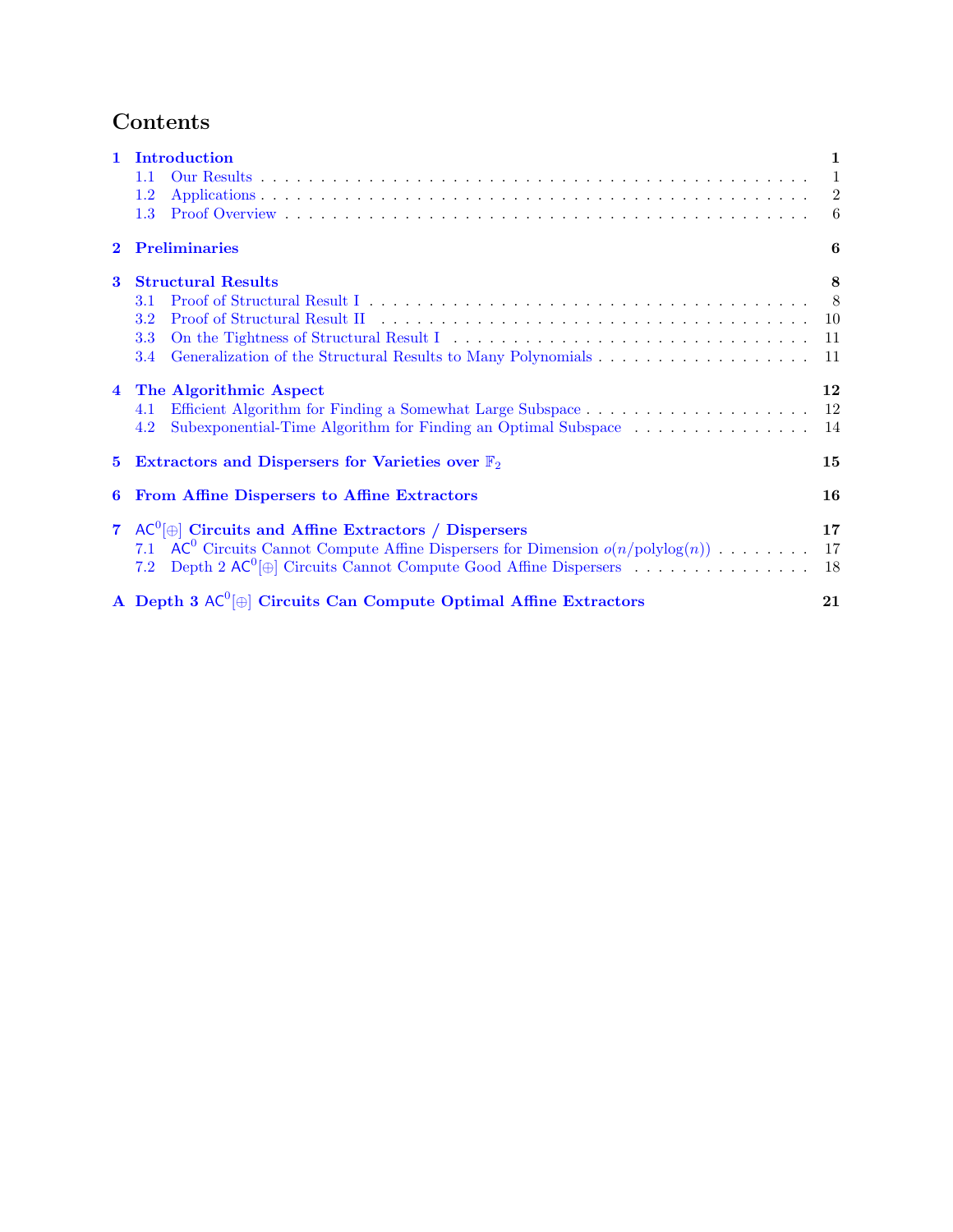# Contents

**1 Introduction** — **1**
- 1.1 Our Results — 1
- 1.2 Applications — 2
- 1.3 Proof Overview — 6

**2 Preliminaries** — **6**

**3 Structural Results** — **8**
- 3.1 Proof of Structural Result I — 8
- 3.2 Proof of Structural Result II — 10
- 3.3 On the Tightness of Structural Result I — 11
- 3.4 Generalization of the Structural Results to Many Polynomials — 11

**4 The Algorithmic Aspect** — **12**
- 4.1 Efficient Algorithm for Finding a Somewhat Large Subspace — 12
- 4.2 Subexponential-Time Algorithm for Finding an Optimal Subspace — 14

**5 Extractors and Dispersers for Varieties over $\mathbb{F}_2$** — **15**

**6 From Affine Dispersers to Affine Extractors** — **16**

**7 $\mathsf{AC}^0[\oplus]$ Circuits and Affine Extractors / Dispersers** — **17**
- 7.1 $\mathsf{AC}^0$ Circuits Cannot Compute Affine Dispersers for Dimension $o(n/\text{polylog}(n))$ — 17
- 7.2 Depth 2 $\mathsf{AC}^0[\oplus]$ Circuits Cannot Compute Good Affine Dispersers — 18

**A Depth 3 $\mathsf{AC}^0[\oplus]$ Circuits Can Compute Optimal Affine Extractors** — **21**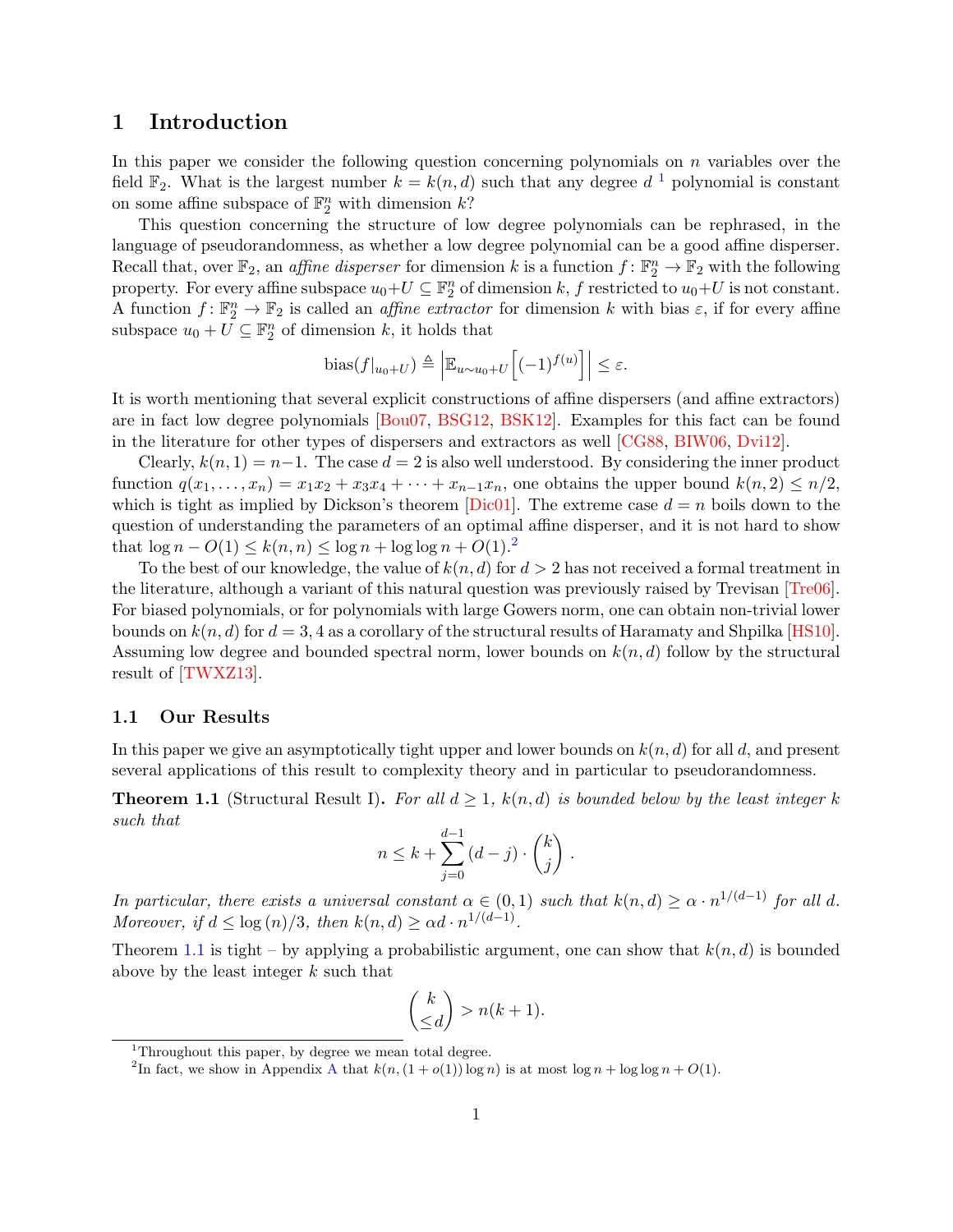# 1 Introduction

In this paper we consider the following question concerning polynomials on $n$ variables over the field $\mathbb{F}_2$. What is the largest number $k = k(n,d)$ such that any degree $d$ [1] polynomial is constant on some affine subspace of $\mathbb{F}_2^n$ with dimension $k$?

This question concerning the structure of low degree polynomials can be rephrased, in the language of pseudorandomness, as whether a low degree polynomial can be a good affine disperser. Recall that, over $\mathbb{F}_2$, an *affine disperser* for dimension $k$ is a function $f \colon \mathbb{F}_2^n \to \mathbb{F}_2$ with the following property. For every affine subspace $u_0 + U \subseteq \mathbb{F}_2^n$ of dimension $k$, $f$ restricted to $u_0 + U$ is not constant. A function $f \colon \mathbb{F}_2^n \to \mathbb{F}_2$ is called an *affine extractor* for dimension $k$ with bias $\varepsilon$, if for every affine subspace $u_0 + U \subseteq \mathbb{F}_2^n$ of dimension $k$, it holds that

$$\mathrm{bias}(f|_{u_0+U}) \triangleq \left| \mathbb{E}_{u \sim u_0+U}\left[ (-1)^{f(u)} \right] \right| \leq \varepsilon.$$

It is worth mentioning that several explicit constructions of affine dispersers (and affine extractors) are in fact low degree polynomials [Bou07, BSG12, BSK12]. Examples for this fact can be found in the literature for other types of dispersers and extractors as well [CG88, BIW06, Dvi12].

Clearly, $k(n,1) = n-1$. The case $d = 2$ is also well understood. By considering the inner product function $q(x_1, \ldots, x_n) = x_1x_2 + x_3x_4 + \cdots + x_{n-1}x_n$, one obtains the upper bound $k(n,2) \leq n/2$, which is tight as implied by Dickson's theorem [Dic01]. The extreme case $d = n$ boils down to the question of understanding the parameters of an optimal affine disperser, and it is not hard to show that $\log n - O(1) \leq k(n,n) \leq \log n + \log\log n + O(1)$.[2]

To the best of our knowledge, the value of $k(n,d)$ for $d > 2$ has not received a formal treatment in the literature, although a variant of this natural question was previously raised by Trevisan [Tre06]. For biased polynomials, or for polynomials with large Gowers norm, one can obtain non-trivial lower bounds on $k(n,d)$ for $d = 3, 4$ as a corollary of the structural results of Haramaty and Shpilka [HS10]. Assuming low degree and bounded spectral norm, lower bounds on $k(n,d)$ follow by the structural result of [TWXZ13].

## 1.1 Our Results

In this paper we give an asymptotically tight upper and lower bounds on $k(n,d)$ for all $d$, and present several applications of this result to complexity theory and in particular to pseudorandomness.

**Theorem 1.1** (Structural Result I)**.** *For all $d \geq 1$, $k(n,d)$ is bounded below by the least integer $k$ such that*

$$n \leq k + \sum_{j=0}^{d-1} (d-j) \cdot \binom{k}{j}.$$

*In particular, there exists a universal constant $\alpha \in (0,1)$ such that $k(n,d) \geq \alpha \cdot n^{1/(d-1)}$ for all $d$. Moreover, if $d \leq \log(n)/3$, then $k(n,d) \geq \alpha d \cdot n^{1/(d-1)}$.*

Theorem 1.1 is tight – by applying a probabilistic argument, one can show that $k(n,d)$ is bounded above by the least integer $k$ such that

$$\binom{k}{\leq d} > n(k+1).$$

[1] Throughout this paper, by degree we mean total degree.

[2] In fact, we show in Appendix A that $k(n, (1+o(1))\log n)$ is at most $\log n + \log\log n + O(1)$.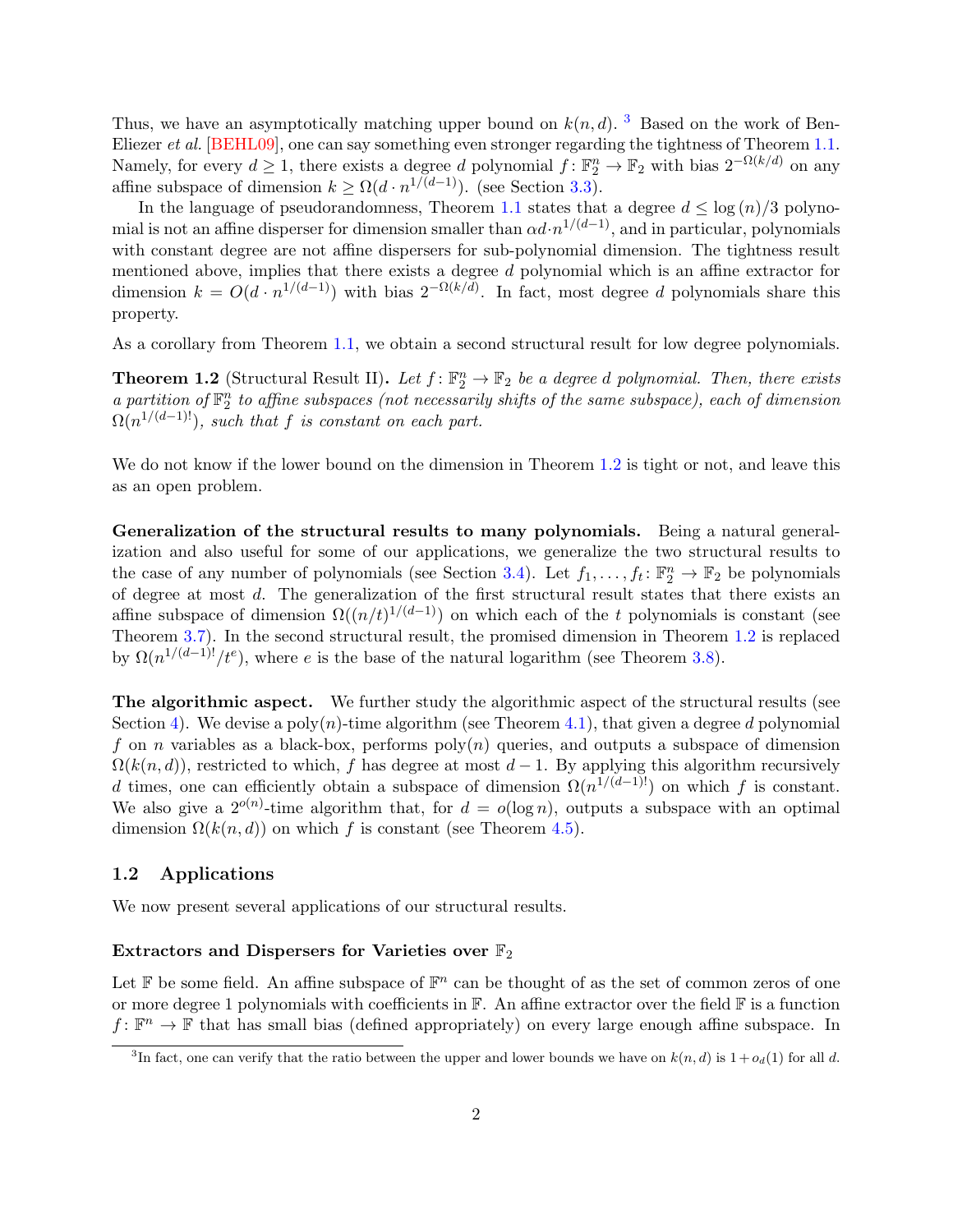Thus, we have an asymptotically matching upper bound on $k(n, d)$. [3] Based on the work of Ben-Eliezer *et al.* [BEHL09], one can say something even stronger regarding the tightness of Theorem 1.1. Namely, for every $d \geq 1$, there exists a degree $d$ polynomial $f : \mathbb{F}_2^n \to \mathbb{F}_2$ with bias $2^{-\Omega(k/d)}$ on any affine subspace of dimension $k \geq \Omega(d \cdot n^{1/(d-1)})$. (see Section 3.3).

In the language of pseudorandomness, Theorem 1.1 states that a degree $d \leq \log(n)/3$ polynomial is not an affine disperser for dimension smaller than $\alpha d \cdot n^{1/(d-1)}$, and in particular, polynomials with constant degree are not affine dispersers for sub-polynomial dimension. The tightness result mentioned above, implies that there exists a degree $d$ polynomial which is an affine extractor for dimension $k = O(d \cdot n^{1/(d-1)})$ with bias $2^{-\Omega(k/d)}$. In fact, most degree $d$ polynomials share this property.

As a corollary from Theorem 1.1, we obtain a second structural result for low degree polynomials.

**Theorem 1.2** (Structural Result II)**.** *Let $f : \mathbb{F}_2^n \to \mathbb{F}_2$ be a degree $d$ polynomial. Then, there exists a partition of $\mathbb{F}_2^n$ to affine subspaces (not necessarily shifts of the same subspace), each of dimension $\Omega(n^{1/(d-1)!})$, such that $f$ is constant on each part.*

We do not know if the lower bound on the dimension in Theorem 1.2 is tight or not, and leave this as an open problem.

**Generalization of the structural results to many polynomials.** Being a natural generalization and also useful for some of our applications, we generalize the two structural results to the case of any number of polynomials (see Section 3.4). Let $f_1, \ldots, f_t : \mathbb{F}_2^n \to \mathbb{F}_2$ be polynomials of degree at most $d$. The generalization of the first structural result states that there exists an affine subspace of dimension $\Omega((n/t)^{1/(d-1)})$ on which each of the $t$ polynomials is constant (see Theorem 3.7). In the second structural result, the promised dimension in Theorem 1.2 is replaced by $\Omega(n^{1/(d-1)!}/t^e)$, where $e$ is the base of the natural logarithm (see Theorem 3.8).

**The algorithmic aspect.** We further study the algorithmic aspect of the structural results (see Section 4). We devise a poly$(n)$-time algorithm (see Theorem 4.1), that given a degree $d$ polynomial $f$ on $n$ variables as a black-box, performs poly$(n)$ queries, and outputs a subspace of dimension $\Omega(k(n, d))$, restricted to which, $f$ has degree at most $d - 1$. By applying this algorithm recursively $d$ times, one can efficiently obtain a subspace of dimension $\Omega(n^{1/(d-1)!})$ on which $f$ is constant. We also give a $2^{o(n)}$-time algorithm that, for $d = o(\log n)$, outputs a subspace with an optimal dimension $\Omega(k(n, d))$ on which $f$ is constant (see Theorem 4.5).

## 1.2 Applications

We now present several applications of our structural results.

### Extractors and Dispersers for Varieties over $\mathbb{F}_2$

Let $\mathbb{F}$ be some field. An affine subspace of $\mathbb{F}^n$ can be thought of as the set of common zeros of one or more degree 1 polynomials with coefficients in $\mathbb{F}$. An affine extractor over the field $\mathbb{F}$ is a function $f : \mathbb{F}^n \to \mathbb{F}$ that has small bias (defined appropriately) on every large enough affine subspace. In

[3] In fact, one can verify that the ratio between the upper and lower bounds we have on $k(n, d)$ is $1 + o_d(1)$ for all $d$.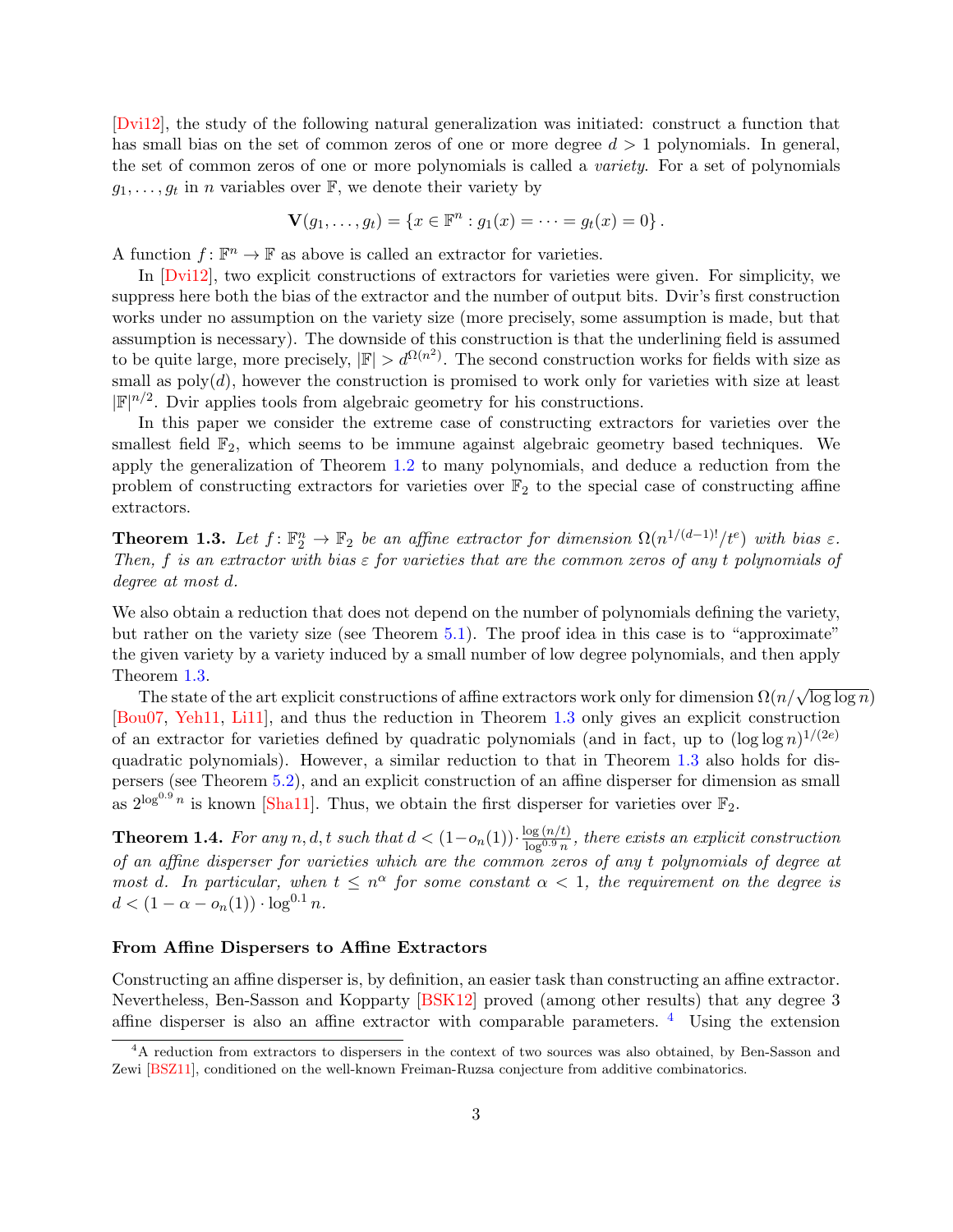[Dvi12], the study of the following natural generalization was initiated: construct a function that has small bias on the set of common zeros of one or more degree $d > 1$ polynomials. In general, the set of common zeros of one or more polynomials is called a *variety*. For a set of polynomials $g_1, \ldots, g_t$ in $n$ variables over $\mathbb{F}$, we denote their variety by

$$\mathbf{V}(g_1, \ldots, g_t) = \{x \in \mathbb{F}^n : g_1(x) = \cdots = g_t(x) = 0\}.$$

A function $f \colon \mathbb{F}^n \to \mathbb{F}$ as above is called an extractor for varieties.

In [Dvi12], two explicit constructions of extractors for varieties were given. For simplicity, we suppress here both the bias of the extractor and the number of output bits. Dvir's first construction works under no assumption on the variety size (more precisely, some assumption is made, but that assumption is necessary). The downside of this construction is that the underlining field is assumed to be quite large, more precisely, $|\mathbb{F}| > d^{\Omega(n^2)}$. The second construction works for fields with size as small as $\mathrm{poly}(d)$, however the construction is promised to work only for varieties with size at least $|\mathbb{F}|^{n/2}$. Dvir applies tools from algebraic geometry for his constructions.

In this paper we consider the extreme case of constructing extractors for varieties over the smallest field $\mathbb{F}_2$, which seems to be immune against algebraic geometry based techniques. We apply the generalization of Theorem 1.2 to many polynomials, and deduce a reduction from the problem of constructing extractors for varieties over $\mathbb{F}_2$ to the special case of constructing affine extractors.

**Theorem 1.3.** *Let $f \colon \mathbb{F}_2^n \to \mathbb{F}_2$ be an affine extractor for dimension $\Omega(n^{1/(d-1)!}/t^e)$ with bias $\varepsilon$. Then, $f$ is an extractor with bias $\varepsilon$ for varieties that are the common zeros of any $t$ polynomials of degree at most $d$.*

We also obtain a reduction that does not depend on the number of polynomials defining the variety, but rather on the variety size (see Theorem 5.1). The proof idea in this case is to "approximate" the given variety by a variety induced by a small number of low degree polynomials, and then apply Theorem 1.3.

The state of the art explicit constructions of affine extractors work only for dimension $\Omega(n/\sqrt{\log\log n})$ [Bou07, Yeh11, Li11], and thus the reduction in Theorem 1.3 only gives an explicit construction of an extractor for varieties defined by quadratic polynomials (and in fact, up to $(\log\log n)^{1/(2e)}$ quadratic polynomials). However, a similar reduction to that in Theorem 1.3 also holds for dispersers (see Theorem 5.2), and an explicit construction of an affine disperser for dimension as small as $2^{\log^{0.9} n}$ is known [Sha11]. Thus, we obtain the first disperser for varieties over $\mathbb{F}_2$.

**Theorem 1.4.** *For any $n, d, t$ such that $d < (1 - o_n(1)) \cdot \frac{\log(n/t)}{\log^{0.9} n}$, there exists an explicit construction of an affine disperser for varieties which are the common zeros of any $t$ polynomials of degree at most $d$. In particular, when $t \le n^{\alpha}$ for some constant $\alpha < 1$, the requirement on the degree is $d < (1 - \alpha - o_n(1)) \cdot \log^{0.1} n$.*

#### From Affine Dispersers to Affine Extractors

Constructing an affine disperser is, by definition, an easier task than constructing an affine extractor. Nevertheless, Ben-Sasson and Kopparty [BSK12] proved (among other results) that any degree 3 affine disperser is also an affine extractor with comparable parameters. [4] Using the extension

[4] A reduction from extractors to dispersers in the context of two sources was also obtained, by Ben-Sasson and Zewi [BSZ11], conditioned on the well-known Freiman-Ruzsa conjecture from additive combinatorics.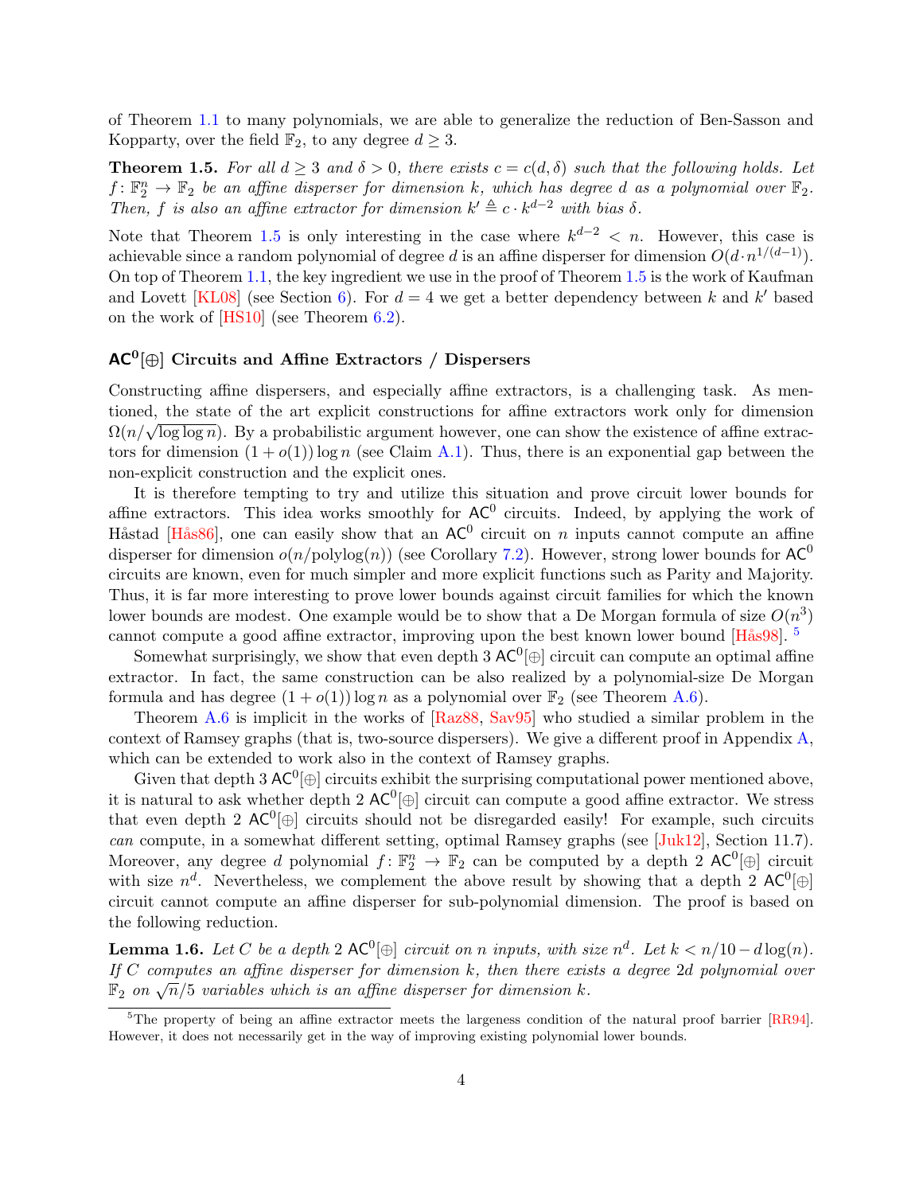of Theorem 1.1 to many polynomials, we are able to generalize the reduction of Ben-Sasson and Kopparty, over the field $\mathbb{F}_2$, to any degree $d \geq 3$.

**Theorem 1.5.** *For all $d \geq 3$ and $\delta > 0$, there exists $c = c(d, \delta)$ such that the following holds. Let $f\colon \mathbb{F}_2^n \to \mathbb{F}_2$ be an affine disperser for dimension $k$, which has degree $d$ as a polynomial over $\mathbb{F}_2$. Then, $f$ is also an affine extractor for dimension $k' \triangleq c \cdot k^{d-2}$ with bias $\delta$.*

Note that Theorem 1.5 is only interesting in the case where $k^{d-2} < n$. However, this case is achievable since a random polynomial of degree $d$ is an affine disperser for dimension $O(d \cdot n^{1/(d-1)})$. On top of Theorem 1.1, the key ingredient we use in the proof of Theorem 1.5 is the work of Kaufman and Lovett [KL08] (see Section 6). For $d = 4$ we get a better dependency between $k$ and $k'$ based on the work of [HS10] (see Theorem 6.2).

### $\mathsf{AC}^0[\oplus]$ Circuits and Affine Extractors / Dispersers

Constructing affine dispersers, and especially affine extractors, is a challenging task. As mentioned, the state of the art explicit constructions for affine extractors work only for dimension $\Omega(n/\sqrt{\log\log n})$. By a probabilistic argument however, one can show the existence of affine extractors for dimension $(1 + o(1)) \log n$ (see Claim A.1). Thus, there is an exponential gap between the non-explicit construction and the explicit ones.

It is therefore tempting to try and utilize this situation and prove circuit lower bounds for affine extractors. This idea works smoothly for $\mathsf{AC}^0$ circuits. Indeed, by applying the work of Håstad [Hås86], one can easily show that an $\mathsf{AC}^0$ circuit on $n$ inputs cannot compute an affine disperser for dimension $o(n/\mathrm{polylog}(n))$ (see Corollary 7.2). However, strong lower bounds for $\mathsf{AC}^0$ circuits are known, even for much simpler and more explicit functions such as Parity and Majority. Thus, it is far more interesting to prove lower bounds against circuit families for which the known lower bounds are modest. One example would be to show that a De Morgan formula of size $O(n^3)$ cannot compute a good affine extractor, improving upon the best known lower bound [Hås98]. [5]

Somewhat surprisingly, we show that even depth 3 $\mathsf{AC}^0[\oplus]$ circuit can compute an optimal affine extractor. In fact, the same construction can be also realized by a polynomial-size De Morgan formula and has degree $(1 + o(1)) \log n$ as a polynomial over $\mathbb{F}_2$ (see Theorem A.6).

Theorem A.6 is implicit in the works of [Raz88, Sav95] who studied a similar problem in the context of Ramsey graphs (that is, two-source dispersers). We give a different proof in Appendix A, which can be extended to work also in the context of Ramsey graphs.

Given that depth 3 $\mathsf{AC}^0[\oplus]$ circuits exhibit the surprising computational power mentioned above, it is natural to ask whether depth 2 $\mathsf{AC}^0[\oplus]$ circuit can compute a good affine extractor. We stress that even depth 2 $\mathsf{AC}^0[\oplus]$ circuits should not be disregarded easily! For example, such circuits *can* compute, in a somewhat different setting, optimal Ramsey graphs (see [Juk12], Section 11.7). Moreover, any degree $d$ polynomial $f\colon \mathbb{F}_2^n \to \mathbb{F}_2$ can be computed by a depth 2 $\mathsf{AC}^0[\oplus]$ circuit with size $n^d$. Nevertheless, we complement the above result by showing that a depth 2 $\mathsf{AC}^0[\oplus]$ circuit cannot compute an affine disperser for sub-polynomial dimension. The proof is based on the following reduction.

**Lemma 1.6.** *Let $C$ be a depth 2 $\mathsf{AC}^0[\oplus]$ circuit on $n$ inputs, with size $n^d$. Let $k < n/10 - d\log(n)$. If $C$ computes an affine disperser for dimension $k$, then there exists a degree $2d$ polynomial over $\mathbb{F}_2$ on $\sqrt{n}/5$ variables which is an affine disperser for dimension $k$.*

[5] The property of being an affine extractor meets the largeness condition of the natural proof barrier [RR94]. However, it does not necessarily get in the way of improving existing polynomial lower bounds.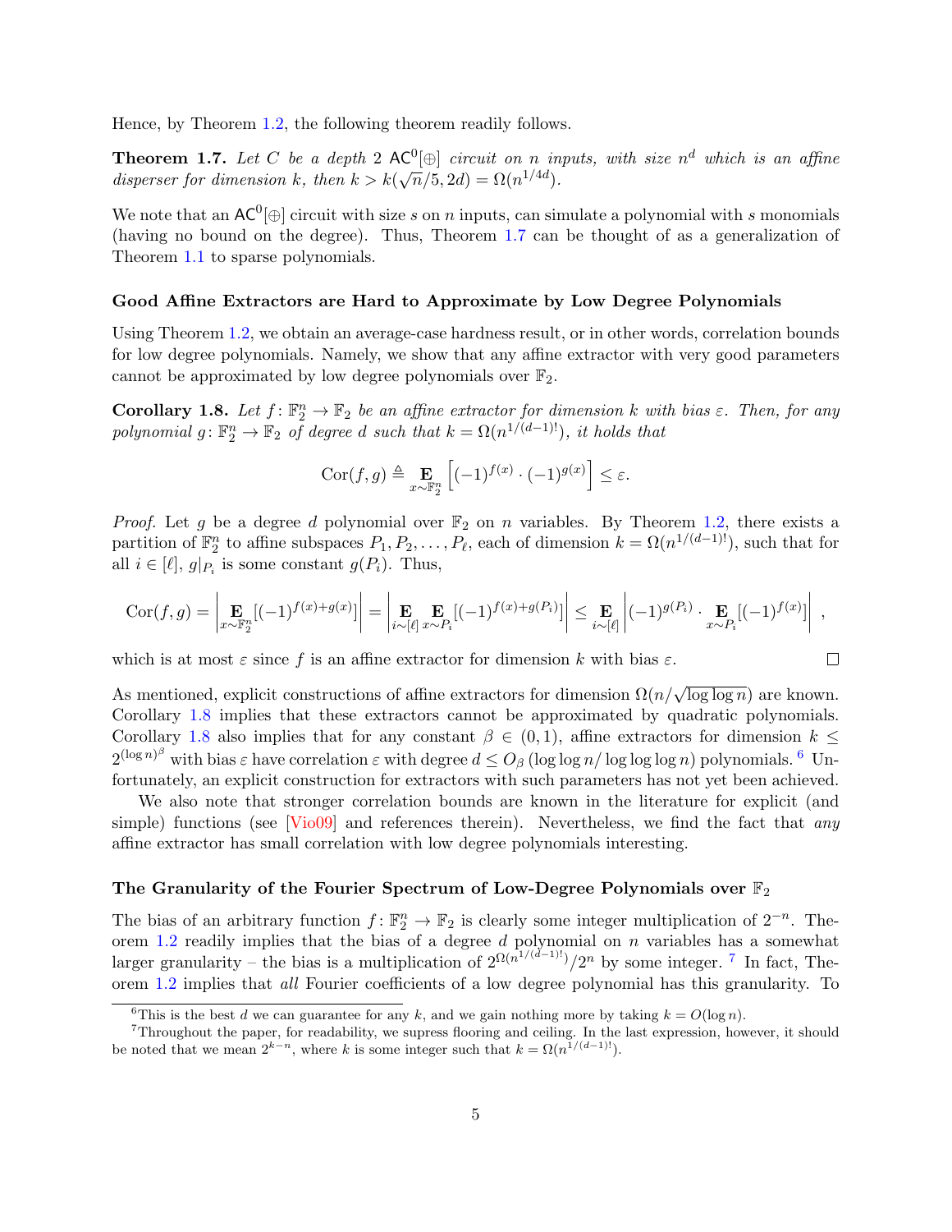Hence, by Theorem 1.2, the following theorem readily follows.

**Theorem 1.7.** *Let $C$ be a depth 2 $\mathsf{AC}^0[\oplus]$ circuit on $n$ inputs, with size $n^d$ which is an affine disperser for dimension $k$, then $k > k(\sqrt{n}/5, 2d) = \Omega(n^{1/4d})$.*

We note that an $\mathsf{AC}^0[\oplus]$ circuit with size $s$ on $n$ inputs, can simulate a polynomial with $s$ monomials (having no bound on the degree). Thus, Theorem 1.7 can be thought of as a generalization of Theorem 1.1 to sparse polynomials.

### Good Affine Extractors are Hard to Approximate by Low Degree Polynomials

Using Theorem 1.2, we obtain an average-case hardness result, or in other words, correlation bounds for low degree polynomials. Namely, we show that any affine extractor with very good parameters cannot be approximated by low degree polynomials over $\mathbb{F}_2$.

**Corollary 1.8.** *Let $f\colon \mathbb{F}_2^n \to \mathbb{F}_2$ be an affine extractor for dimension $k$ with bias $\varepsilon$. Then, for any polynomial $g\colon \mathbb{F}_2^n \to \mathbb{F}_2$ of degree $d$ such that $k = \Omega(n^{1/(d-1)!})$, it holds that*

$$\mathrm{Cor}(f, g) \triangleq \mathop{\mathbf{E}}_{x \sim \mathbb{F}_2^n}\left[(-1)^{f(x)} \cdot (-1)^{g(x)}\right] \le \varepsilon.$$

*Proof.* Let $g$ be a degree $d$ polynomial over $\mathbb{F}_2$ on $n$ variables. By Theorem 1.2, there exists a partition of $\mathbb{F}_2^n$ to affine subspaces $P_1, P_2, \ldots, P_\ell$, each of dimension $k = \Omega(n^{1/(d-1)!})$, such that for all $i \in [\ell]$, $g|_{P_i}$ is some constant $g(P_i)$. Thus,

$$\mathrm{Cor}(f,g) = \left|\mathop{\mathbf{E}}_{x \sim \mathbb{F}_2^n}[(-1)^{f(x)+g(x)}]\right| = \left|\mathop{\mathbf{E}}_{i \sim [\ell]}\mathop{\mathbf{E}}_{x \sim P_i}[(-1)^{f(x)+g(P_i)}]\right| \le \mathop{\mathbf{E}}_{i \sim [\ell]}\left|(-1)^{g(P_i)} \cdot \mathop{\mathbf{E}}_{x \sim P_i}[(-1)^{f(x)}]\right| ,$$

which is at most $\varepsilon$ since $f$ is an affine extractor for dimension $k$ with bias $\varepsilon$. ∎

As mentioned, explicit constructions of affine extractors for dimension $\Omega(n/\sqrt{\log \log n})$ are known. Corollary 1.8 implies that these extractors cannot be approximated by quadratic polynomials. Corollary 1.8 also implies that for any constant $\beta \in (0,1)$, affine extractors for dimension $k \le 2^{(\log n)^\beta}$ with bias $\varepsilon$ have correlation $\varepsilon$ with degree $d \le O_\beta(\log\log n / \log\log\log n)$ polynomials.[6] Unfortunately, an explicit construction for extractors with such parameters has not yet been achieved.

We also note that stronger correlation bounds are known in the literature for explicit (and simple) functions (see [Vio09] and references therein). Nevertheless, we find the fact that *any* affine extractor has small correlation with low degree polynomials interesting.

### The Granularity of the Fourier Spectrum of Low-Degree Polynomials over $\mathbb{F}_2$

The bias of an arbitrary function $f\colon \mathbb{F}_2^n \to \mathbb{F}_2$ is clearly some integer multiplication of $2^{-n}$. Theorem 1.2 readily implies that the bias of a degree $d$ polynomial on $n$ variables has a somewhat larger granularity – the bias is a multiplication of $2^{\Omega(n^{1/(d-1)!})}/2^n$ by some integer.[7] In fact, Theorem 1.2 implies that *all* Fourier coefficients of a low degree polynomial has this granularity. To

[6] This is the best $d$ we can guarantee for any $k$, and we gain nothing more by taking $k = O(\log n)$.

[7] Throughout the paper, for readability, we supress flooring and ceiling. In the last expression, however, it should be noted that we mean $2^{k-n}$, where $k$ is some integer such that $k = \Omega(n^{1/(d-1)!})$.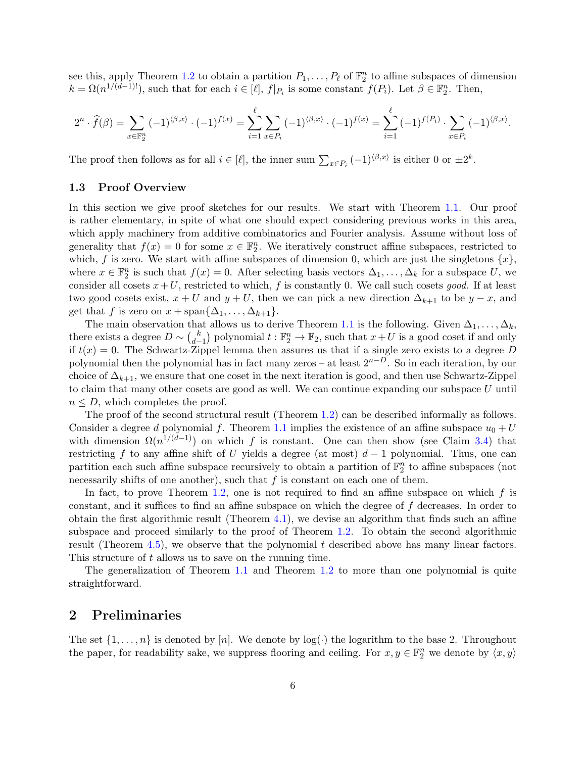see this, apply Theorem 1.2 to obtain a partition $P_1, \dots, P_\ell$ of $\mathbb{F}_2^n$ to affine subspaces of dimension $k = \Omega(n^{1/(d-1)!})$, such that for each $i \in [\ell]$, $f|_{P_i}$ is some constant $f(P_i)$. Let $\beta \in \mathbb{F}_2^n$. Then,

$$2^n \cdot \widehat{f}(\beta) = \sum_{x \in \mathbb{F}_2^n} (-1)^{\langle \beta, x \rangle} \cdot (-1)^{f(x)} = \sum_{i=1}^{\ell} \sum_{x \in P_i} (-1)^{\langle \beta, x \rangle} \cdot (-1)^{f(x)} = \sum_{i=1}^{\ell} (-1)^{f(P_i)} \cdot \sum_{x \in P_i} (-1)^{\langle \beta, x \rangle}.$$

The proof then follows as for all $i \in [\ell]$, the inner sum $\sum_{x \in P_i} (-1)^{\langle \beta, x \rangle}$ is either 0 or $\pm 2^k$.

### 1.3 Proof Overview

In this section we give proof sketches for our results. We start with Theorem 1.1. Our proof is rather elementary, in spite of what one should expect considering previous works in this area, which apply machinery from additive combinatorics and Fourier analysis. Assume without loss of generality that $f(x) = 0$ for some $x \in \mathbb{F}_2^n$. We iteratively construct affine subspaces, restricted to which, $f$ is zero. We start with affine subspaces of dimension 0, which are just the singletons $\{x\}$, where $x \in \mathbb{F}_2^n$ is such that $f(x) = 0$. After selecting basis vectors $\Delta_1, \dots, \Delta_k$ for a subspace $U$, we consider all cosets $x + U$, restricted to which, $f$ is constantly 0. We call such cosets *good*. If at least two good cosets exist, $x + U$ and $y + U$, then we can pick a new direction $\Delta_{k+1}$ to be $y - x$, and get that $f$ is zero on $x + \text{span}\{\Delta_1, \dots, \Delta_{k+1}\}$.

The main observation that allows us to derive Theorem 1.1 is the following. Given $\Delta_1, \dots, \Delta_k$, there exists a degree $D \sim \binom{k}{d-1}$ polynomial $t : \mathbb{F}_2^n \to \mathbb{F}_2$, such that $x + U$ is a good coset if and only if $t(x) = 0$. The Schwartz-Zippel lemma then assures us that if a single zero exists to a degree $D$ polynomial then the polynomial has in fact many zeros – at least $2^{n-D}$. So in each iteration, by our choice of $\Delta_{k+1}$, we ensure that one coset in the next iteration is good, and then use Schwartz-Zippel to claim that many other cosets are good as well. We can continue expanding our subspace $U$ until $n \le D$, which completes the proof.

The proof of the second structural result (Theorem 1.2) can be described informally as follows. Consider a degree $d$ polynomial $f$. Theorem 1.1 implies the existence of an affine subspace $u_0 + U$ with dimension $\Omega(n^{1/(d-1)})$ on which $f$ is constant. One can then show (see Claim 3.4) that restricting $f$ to any affine shift of $U$ yields a degree (at most) $d - 1$ polynomial. Thus, one can partition each such affine subspace recursively to obtain a partition of $\mathbb{F}_2^n$ to affine subspaces (not necessarily shifts of one another), such that $f$ is constant on each one of them.

In fact, to prove Theorem 1.2, one is not required to find an affine subspace on which $f$ is constant, and it suffices to find an affine subspace on which the degree of $f$ decreases. In order to obtain the first algorithmic result (Theorem 4.1), we devise an algorithm that finds such an affine subspace and proceed similarly to the proof of Theorem 1.2. To obtain the second algorithmic result (Theorem 4.5), we observe that the polynomial $t$ described above has many linear factors. This structure of $t$ allows us to save on the running time.

The generalization of Theorem 1.1 and Theorem 1.2 to more than one polynomial is quite straightforward.

## 2 Preliminaries

The set $\{1, \dots, n\}$ is denoted by $[n]$. We denote by $\log(\cdot)$ the logarithm to the base 2. Throughout the paper, for readability sake, we suppress flooring and ceiling. For $x, y \in \mathbb{F}_2^n$ we denote by $\langle x, y \rangle$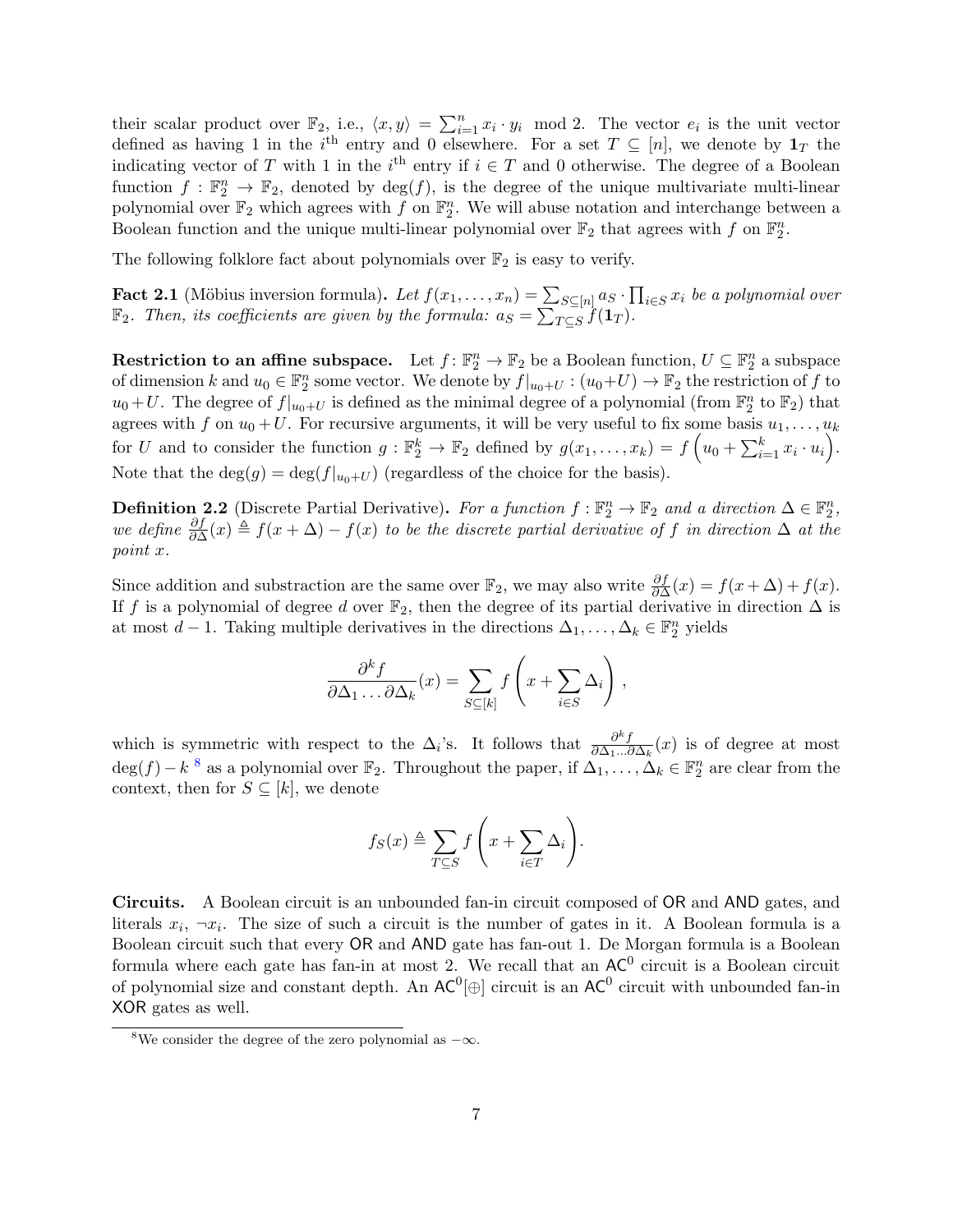their scalar product over $\mathbb{F}_2$, i.e., $\langle x, y \rangle = \sum_{i=1}^{n} x_i \cdot y_i \mod 2$. The vector $e_i$ is the unit vector defined as having 1 in the $i^{\text{th}}$ entry and 0 elsewhere. For a set $T \subseteq [n]$, we denote by $\mathbf{1}_T$ the indicating vector of $T$ with 1 in the $i^{\text{th}}$ entry if $i \in T$ and 0 otherwise. The degree of a Boolean function $f : \mathbb{F}_2^n \to \mathbb{F}_2$, denoted by $\deg(f)$, is the degree of the unique multivariate multi-linear polynomial over $\mathbb{F}_2$ which agrees with $f$ on $\mathbb{F}_2^n$. We will abuse notation and interchange between a Boolean function and the unique multi-linear polynomial over $\mathbb{F}_2$ that agrees with $f$ on $\mathbb{F}_2^n$.

The following folklore fact about polynomials over $\mathbb{F}_2$ is easy to verify.

**Fact 2.1** (Möbius inversion formula). *Let $f(x_1, \ldots, x_n) = \sum_{S \subseteq [n]} a_S \cdot \prod_{i \in S} x_i$ be a polynomial over $\mathbb{F}_2$. Then, its coefficients are given by the formula: $a_S = \sum_{T \subseteq S} f(\mathbf{1}_T)$.*

**Restriction to an affine subspace.** Let $f : \mathbb{F}_2^n \to \mathbb{F}_2$ be a Boolean function, $U \subseteq \mathbb{F}_2^n$ a subspace of dimension $k$ and $u_0 \in \mathbb{F}_2^n$ some vector. We denote by $f|_{u_0+U} : (u_0+U) \to \mathbb{F}_2$ the restriction of $f$ to $u_0+U$. The degree of $f|_{u_0+U}$ is defined as the minimal degree of a polynomial (from $\mathbb{F}_2^n$ to $\mathbb{F}_2$) that agrees with $f$ on $u_0+U$. For recursive arguments, it will be very useful to fix some basis $u_1, \ldots, u_k$ for $U$ and to consider the function $g : \mathbb{F}_2^k \to \mathbb{F}_2$ defined by $g(x_1, \ldots, x_k) = f\left(u_0 + \sum_{i=1}^{k} x_i \cdot u_i\right)$. Note that the $\deg(g) = \deg(f|_{u_0+U})$ (regardless of the choice for the basis).

**Definition 2.2** (Discrete Partial Derivative). *For a function $f : \mathbb{F}_2^n \to \mathbb{F}_2$ and a direction $\Delta \in \mathbb{F}_2^n$, we define $\frac{\partial f}{\partial \Delta}(x) \triangleq f(x + \Delta) - f(x)$ to be the discrete partial derivative of $f$ in direction $\Delta$ at the point $x$.*

Since addition and substraction are the same over $\mathbb{F}_2$, we may also write $\frac{\partial f}{\partial \Delta}(x) = f(x + \Delta) + f(x)$. If $f$ is a polynomial of degree $d$ over $\mathbb{F}_2$, then the degree of its partial derivative in direction $\Delta$ is at most $d - 1$. Taking multiple derivatives in the directions $\Delta_1, \ldots, \Delta_k \in \mathbb{F}_2^n$ yields

$$\frac{\partial^k f}{\partial \Delta_1 \ldots \partial \Delta_k}(x) = \sum_{S \subseteq [k]} f\left(x + \sum_{i \in S} \Delta_i\right),$$

which is symmetric with respect to the $\Delta_i$'s. It follows that $\frac{\partial^k f}{\partial \Delta_1 \ldots \partial \Delta_k}(x)$ is of degree at most $\deg(f) - k$ [8] as a polynomial over $\mathbb{F}_2$. Throughout the paper, if $\Delta_1, \ldots, \Delta_k \in \mathbb{F}_2^n$ are clear from the context, then for $S \subseteq [k]$, we denote

$$f_S(x) \triangleq \sum_{T \subseteq S} f\left(x + \sum_{i \in T} \Delta_i\right).$$

**Circuits.** A Boolean circuit is an unbounded fan-in circuit composed of OR and AND gates, and literals $x_i$, $\neg x_i$. The size of such a circuit is the number of gates in it. A Boolean formula is a Boolean circuit such that every OR and AND gate has fan-out 1. De Morgan formula is a Boolean formula where each gate has fan-in at most 2. We recall that an $\mathsf{AC}^0$ circuit is a Boolean circuit of polynomial size and constant depth. An $\mathsf{AC}^0[\oplus]$ circuit is an $\mathsf{AC}^0$ circuit with unbounded fan-in XOR gates as well.

[8] We consider the degree of the zero polynomial as $-\infty$.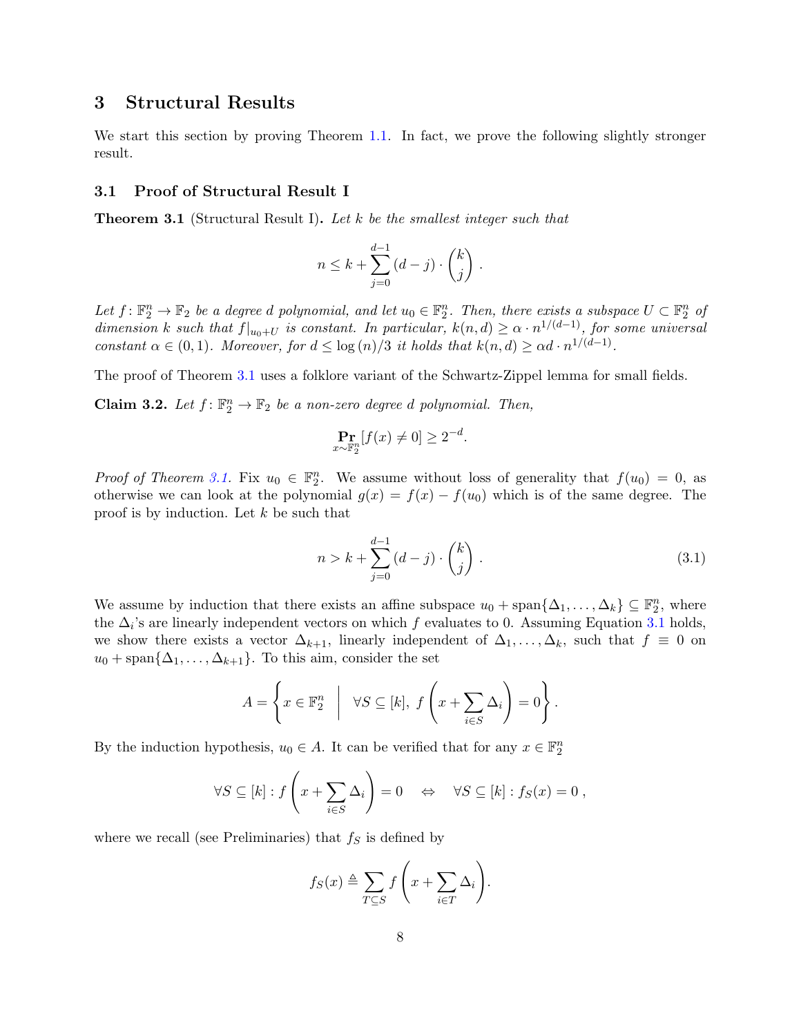# 3 Structural Results

We start this section by proving Theorem 1.1. In fact, we prove the following slightly stronger result.

## 3.1 Proof of Structural Result I

**Theorem 3.1** (Structural Result I)**.** *Let $k$ be the smallest integer such that*

$$n \le k + \sum_{j=0}^{d-1} (d-j) \cdot \binom{k}{j} .$$

*Let $f\colon \mathbb{F}_2^n \to \mathbb{F}_2$ be a degree $d$ polynomial, and let $u_0 \in \mathbb{F}_2^n$. Then, there exists a subspace $U \subset \mathbb{F}_2^n$ of dimension $k$ such that $f|_{u_0+U}$ is constant. In particular, $k(n,d) \ge \alpha \cdot n^{1/(d-1)}$, for some universal constant $\alpha \in (0,1)$. Moreover, for $d \le \log(n)/3$ it holds that $k(n,d) \ge \alpha d \cdot n^{1/(d-1)}$.*

The proof of Theorem 3.1 uses a folklore variant of the Schwartz-Zippel lemma for small fields.

**Claim 3.2.** *Let $f\colon \mathbb{F}_2^n \to \mathbb{F}_2$ be a non-zero degree $d$ polynomial. Then,*

$$\Pr_{x\sim\mathbb{F}_2^n}[f(x) \neq 0] \ge 2^{-d}.$$

*Proof of Theorem 3.1.* Fix $u_0 \in \mathbb{F}_2^n$. We assume without loss of generality that $f(u_0) = 0$, as otherwise we can look at the polynomial $g(x) = f(x) - f(u_0)$ which is of the same degree. The proof is by induction. Let $k$ be such that

$$n > k + \sum_{j=0}^{d-1} (d-j) \cdot \binom{k}{j} . \tag{3.1}$$

We assume by induction that there exists an affine subspace $u_0 + \mathrm{span}\{\Delta_1, \ldots, \Delta_k\} \subseteq \mathbb{F}_2^n$, where the $\Delta_i$'s are linearly independent vectors on which $f$ evaluates to 0. Assuming Equation 3.1 holds, we show there exists a vector $\Delta_{k+1}$, linearly independent of $\Delta_1, \ldots, \Delta_k$, such that $f \equiv 0$ on $u_0 + \mathrm{span}\{\Delta_1, \ldots, \Delta_{k+1}\}$. To this aim, consider the set

$$A = \left\{ x \in \mathbb{F}_2^n \;\middle|\; \forall S \subseteq [k],\ f\left(x + \sum_{i\in S} \Delta_i\right) = 0 \right\}.$$

By the induction hypothesis, $u_0 \in A$. It can be verified that for any $x \in \mathbb{F}_2^n$

$$\forall S \subseteq [k] : f\left(x + \sum_{i\in S} \Delta_i\right) = 0 \quad \Leftrightarrow \quad \forall S \subseteq [k] : f_S(x) = 0 ,$$

where we recall (see Preliminaries) that $f_S$ is defined by

$$f_S(x) \triangleq \sum_{T\subseteq S} f\left(x + \sum_{i\in T} \Delta_i\right).$$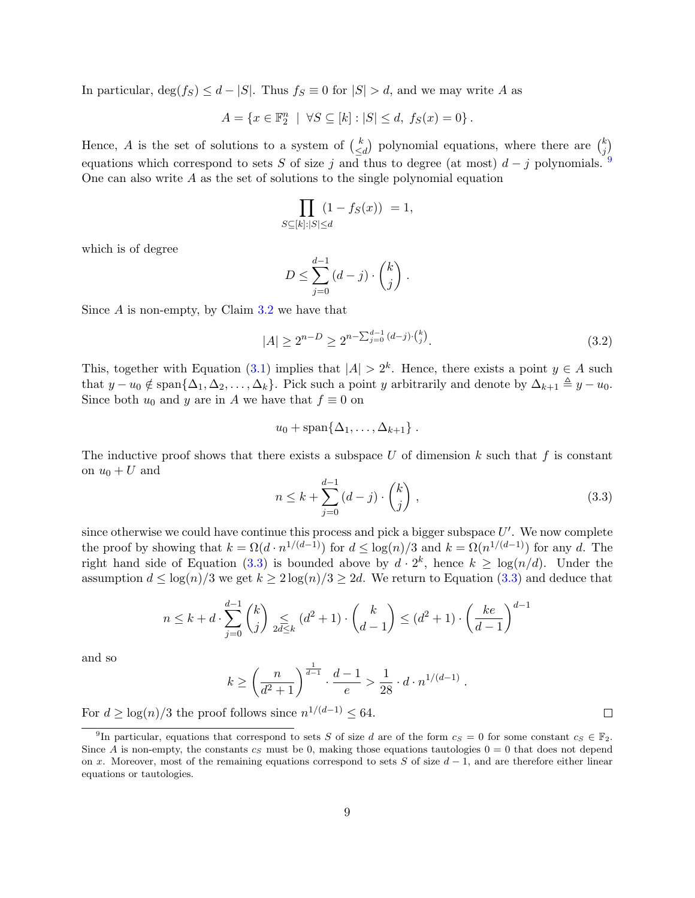In particular, $\deg(f_S) \le d - |S|$. Thus $f_S \equiv 0$ for $|S| > d$, and we may write $A$ as

$$A = \{x \in \mathbb{F}_2^n \mid \forall S \subseteq [k] : |S| \le d,\ f_S(x) = 0\}.$$

Hence, $A$ is the set of solutions to a system of $\binom{k}{\le d}$ polynomial equations, where there are $\binom{k}{j}$ equations which correspond to sets $S$ of size $j$ and thus to degree (at most) $d - j$ polynomials. [9] One can also write $A$ as the set of solutions to the single polynomial equation

$$\prod_{S \subseteq [k]: |S| \le d} (1 - f_S(x)) = 1,$$

which is of degree

$$D \le \sum_{j=0}^{d-1} (d-j) \cdot \binom{k}{j}.$$

Since $A$ is non-empty, by Claim 3.2 we have that

$$|A| \ge 2^{n-D} \ge 2^{n - \sum_{j=0}^{d-1}(d-j)\cdot\binom{k}{j}}. \tag{3.2}$$

This, together with Equation (3.1) implies that $|A| > 2^k$. Hence, there exists a point $y \in A$ such that $y - u_0 \notin \operatorname{span}\{\Delta_1, \Delta_2, \ldots, \Delta_k\}$. Pick such a point $y$ arbitrarily and denote by $\Delta_{k+1} \triangleq y - u_0$. Since both $u_0$ and $y$ are in $A$ we have that $f \equiv 0$ on

$$u_0 + \operatorname{span}\{\Delta_1, \ldots, \Delta_{k+1}\}.$$

The inductive proof shows that there exists a subspace $U$ of dimension $k$ such that $f$ is constant on $u_0 + U$ and

$$n \le k + \sum_{j=0}^{d-1} (d-j) \cdot \binom{k}{j}, \tag{3.3}$$

since otherwise we could have continue this process and pick a bigger subspace $U'$. We now complete the proof by showing that $k = \Omega(d \cdot n^{1/(d-1)})$ for $d \le \log(n)/3$ and $k = \Omega(n^{1/(d-1)})$ for any $d$. The right hand side of Equation (3.3) is bounded above by $d \cdot 2^k$, hence $k \ge \log(n/d)$. Under the assumption $d \le \log(n)/3$ we get $k \ge 2\log(n)/3 \ge 2d$. We return to Equation (3.3) and deduce that

$$n \le k + d \cdot \sum_{j=0}^{d-1} \binom{k}{j} \underset{2d \le k}{\le} (d^2+1) \cdot \binom{k}{d-1} \le (d^2+1) \cdot \left(\frac{ke}{d-1}\right)^{d-1}$$

and so

$$k \ge \left(\frac{n}{d^2+1}\right)^{\frac{1}{d-1}} \cdot \frac{d-1}{e} > \frac{1}{28} \cdot d \cdot n^{1/(d-1)}.$$

For $d \ge \log(n)/3$ the proof follows since $n^{1/(d-1)} \le 64$. $\square$

[9] In particular, equations that correspond to sets $S$ of size $d$ are of the form $c_S = 0$ for some constant $c_S \in \mathbb{F}_2$. Since $A$ is non-empty, the constants $c_S$ must be 0, making those equations tautologies $0 = 0$ that does not depend on $x$. Moreover, most of the remaining equations correspond to sets $S$ of size $d - 1$, and are therefore either linear equations or tautologies.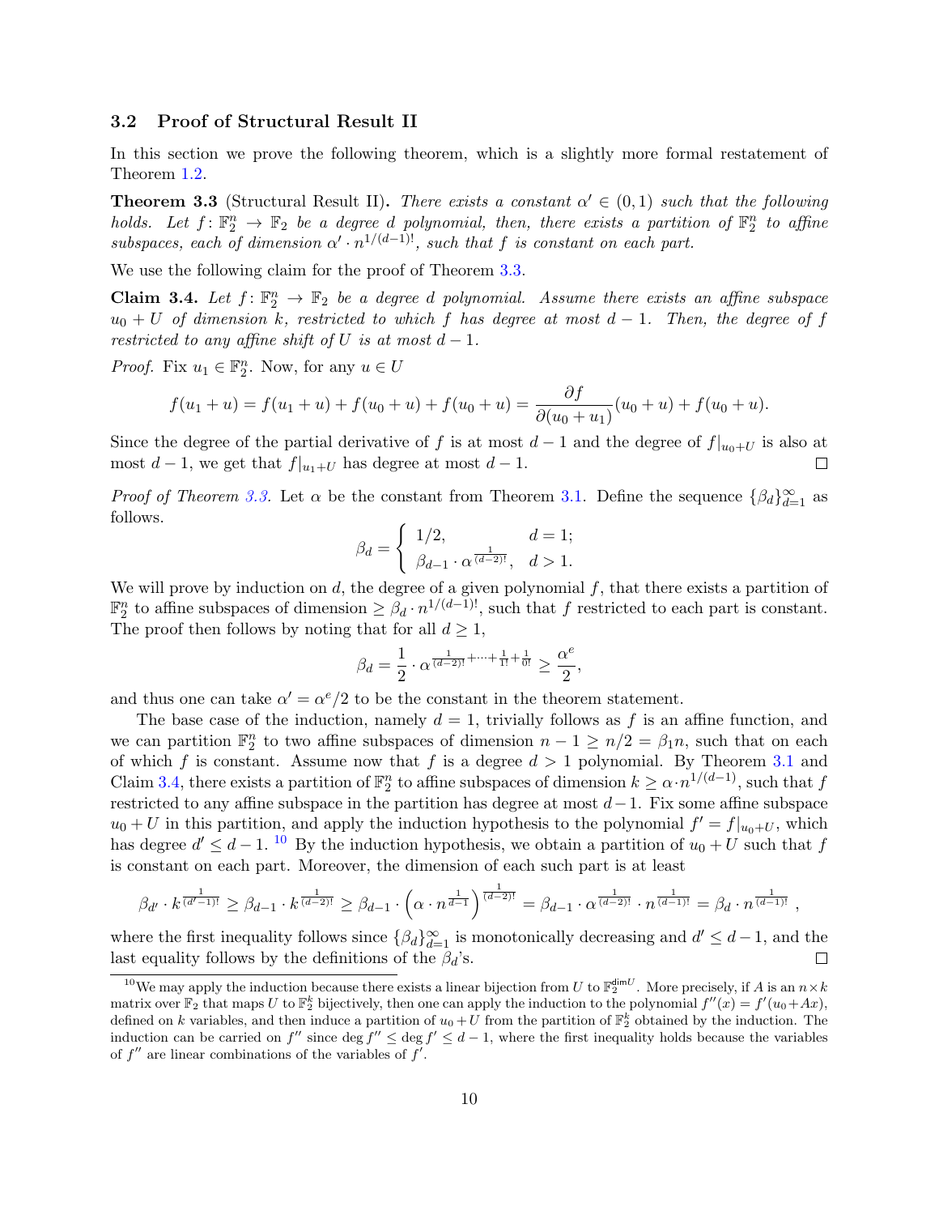### 3.2 Proof of Structural Result II

In this section we prove the following theorem, which is a slightly more formal restatement of Theorem 1.2.

**Theorem 3.3** (Structural Result II)**.** *There exists a constant $\alpha' \in (0,1)$ such that the following holds. Let $f\colon \mathbb{F}_2^n \to \mathbb{F}_2$ be a degree $d$ polynomial, then, there exists a partition of $\mathbb{F}_2^n$ to affine subspaces, each of dimension $\alpha' \cdot n^{1/(d-1)!}$, such that $f$ is constant on each part.*

We use the following claim for the proof of Theorem 3.3.

**Claim 3.4.** *Let $f\colon \mathbb{F}_2^n \to \mathbb{F}_2$ be a degree $d$ polynomial. Assume there exists an affine subspace $u_0 + U$ of dimension $k$, restricted to which $f$ has degree at most $d-1$. Then, the degree of $f$ restricted to any affine shift of $U$ is at most $d-1$.*

*Proof.* Fix $u_1 \in \mathbb{F}_2^n$. Now, for any $u \in U$

$$f(u_1 + u) = f(u_1+u) + f(u_0+u) + f(u_0+u) = \frac{\partial f}{\partial(u_0+u_1)}(u_0+u) + f(u_0+u).$$

Since the degree of the partial derivative of $f$ is at most $d-1$ and the degree of $f|_{u_0+U}$ is also at most $d-1$, we get that $f|_{u_1+U}$ has degree at most $d-1$. $\square$

*Proof of Theorem 3.3.* Let $\alpha$ be the constant from Theorem 3.1. Define the sequence $\{\beta_d\}_{d=1}^{\infty}$ as follows.

$$\beta_d = \begin{cases} 1/2, & d=1; \\ \beta_{d-1} \cdot \alpha^{\frac{1}{(d-2)!}}, & d>1. \end{cases}$$

We will prove by induction on $d$, the degree of a given polynomial $f$, that there exists a partition of $\mathbb{F}_2^n$ to affine subspaces of dimension $\geq \beta_d \cdot n^{1/(d-1)!}$, such that $f$ restricted to each part is constant. The proof then follows by noting that for all $d \geq 1$,

$$\beta_d = \frac{1}{2} \cdot \alpha^{\frac{1}{(d-2)!} + \cdots + \frac{1}{1!} + \frac{1}{0!}} \geq \frac{\alpha^e}{2},$$

and thus one can take $\alpha' = \alpha^e/2$ to be the constant in the theorem statement.

The base case of the induction, namely $d=1$, trivially follows as $f$ is an affine function, and we can partition $\mathbb{F}_2^n$ to two affine subspaces of dimension $n-1 \geq n/2 = \beta_1 n$, such that on each of which $f$ is constant. Assume now that $f$ is a degree $d>1$ polynomial. By Theorem 3.1 and Claim 3.4, there exists a partition of $\mathbb{F}_2^n$ to affine subspaces of dimension $k \geq \alpha \cdot n^{1/(d-1)}$, such that $f$ restricted to any affine subspace in the partition has degree at most $d-1$. Fix some affine subspace $u_0 + U$ in this partition, and apply the induction hypothesis to the polynomial $f' = f|_{u_0+U}$, which has degree $d' \leq d-1$. [10] By the induction hypothesis, we obtain a partition of $u_0+U$ such that $f$ is constant on each part. Moreover, the dimension of each such part is at least

$$\beta_{d'} \cdot k^{\frac{1}{(d'-1)!}} \geq \beta_{d-1} \cdot k^{\frac{1}{(d-2)!}} \geq \beta_{d-1} \cdot \left(\alpha \cdot n^{\frac{1}{d-1}}\right)^{\frac{1}{(d-2)!}} = \beta_{d-1} \cdot \alpha^{\frac{1}{(d-2)!}} \cdot n^{\frac{1}{(d-1)!}} = \beta_d \cdot n^{\frac{1}{(d-1)!}},$$

where the first inequality follows since $\{\beta_d\}_{d=1}^{\infty}$ is monotonically decreasing and $d' \leq d-1$, and the last equality follows by the definitions of the $\beta_d$'s. $\square$

[10] We may apply the induction because there exists a linear bijection from $U$ to $\mathbb{F}_2^{\mathsf{dim} U}$. More precisely, if $A$ is an $n \times k$ matrix over $\mathbb{F}_2$ that maps $U$ to $\mathbb{F}_2^k$ bijectively, then one can apply the induction to the polynomial $f''(x) = f'(u_0 + Ax)$, defined on $k$ variables, and then induce a partition of $u_0+U$ from the partition of $\mathbb{F}_2^k$ obtained by the induction. The induction can be carried on $f''$ since $\deg f'' \leq \deg f' \leq d-1$, where the first inequality holds because the variables of $f''$ are linear combinations of the variables of $f'$.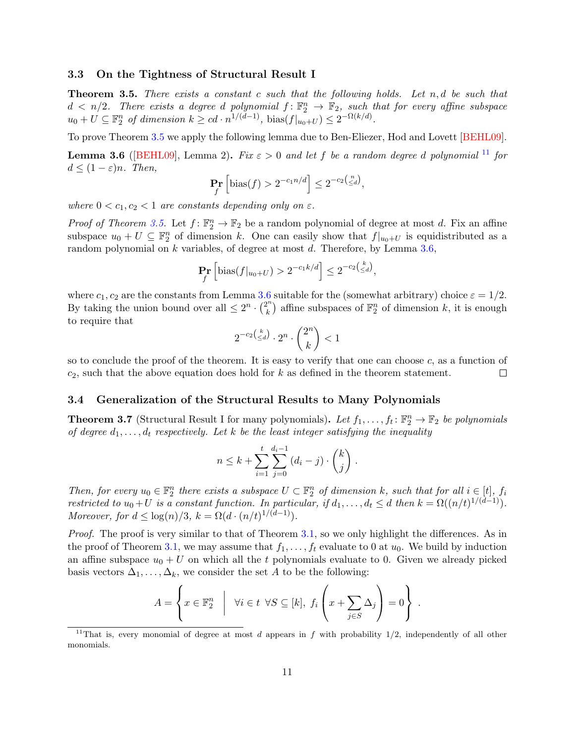### 3.3 On the Tightness of Structural Result I

**Theorem 3.5.** *There exists a constant $c$ such that the following holds. Let $n, d$ be such that $d < n/2$. There exists a degree $d$ polynomial $f\colon \mathbb{F}_2^n \to \mathbb{F}_2$, such that for every affine subspace $u_0 + U \subseteq \mathbb{F}_2^n$ of dimension $k \geq cd \cdot n^{1/(d-1)}$, $\mathrm{bias}(f|_{u_0+U}) \leq 2^{-\Omega(k/d)}$.*

To prove Theorem 3.5 we apply the following lemma due to Ben-Eliezer, Hod and Lovett [BEHL09].

**Lemma 3.6** ([BEHL09], Lemma 2)**.** *Fix $\varepsilon > 0$ and let $f$ be a random degree $d$ polynomial*[11] *for $d \leq (1-\varepsilon)n$. Then,*

$$\Pr_f\left[\mathrm{bias}(f) > 2^{-c_1 n/d}\right] \leq 2^{-c_2\binom{n}{\leq d}},$$

*where $0 < c_1, c_2 < 1$ are constants depending only on $\varepsilon$.*

*Proof of Theorem 3.5.* Let $f\colon \mathbb{F}_2^n \to \mathbb{F}_2$ be a random polynomial of degree at most $d$. Fix an affine subspace $u_0 + U \subseteq \mathbb{F}_2^n$ of dimension $k$. One can easily show that $f|_{u_0+U}$ is equidistributed as a random polynomial on $k$ variables, of degree at most $d$. Therefore, by Lemma 3.6,

$$\Pr_f\left[\mathrm{bias}(f|_{u_0+U}) > 2^{-c_1 k/d}\right] \leq 2^{-c_2\binom{k}{\leq d}},$$

where $c_1, c_2$ are the constants from Lemma 3.6 suitable for the (somewhat arbitrary) choice $\varepsilon = 1/2$. By taking the union bound over all $\leq 2^n \cdot \binom{2^n}{k}$ affine subspaces of $\mathbb{F}_2^n$ of dimension $k$, it is enough to require that

$$2^{-c_2\binom{k}{\leq d}} \cdot 2^n \cdot \binom{2^n}{k} < 1$$

so to conclude the proof of the theorem. It is easy to verify that one can choose $c$, as a function of $c_2$, such that the above equation does hold for $k$ as defined in the theorem statement. $\square$

### 3.4 Generalization of the Structural Results to Many Polynomials

**Theorem 3.7** (Structural Result I for many polynomials)**.** *Let $f_1, \ldots, f_t\colon \mathbb{F}_2^n \to \mathbb{F}_2$ be polynomials of degree $d_1, \ldots, d_t$ respectively. Let $k$ be the least integer satisfying the inequality*

$$n \leq k + \sum_{i=1}^{t}\sum_{j=0}^{d_i-1}(d_i - j)\cdot\binom{k}{j}.$$

*Then, for every $u_0 \in \mathbb{F}_2^n$ there exists a subspace $U \subset \mathbb{F}_2^n$ of dimension $k$, such that for all $i \in [t]$, $f_i$ restricted to $u_0 + U$ is a constant function. In particular, if $d_1, \ldots, d_t \leq d$ then $k = \Omega((n/t)^{1/(d-1)})$. Moreover, for $d \leq \log(n)/3$, $k = \Omega(d \cdot (n/t)^{1/(d-1)})$.*

*Proof.* The proof is very similar to that of Theorem 3.1, so we only highlight the differences. As in the proof of Theorem 3.1, we may assume that $f_1, \ldots, f_t$ evaluate to 0 at $u_0$. We build by induction an affine subspace $u_0 + U$ on which all the $t$ polynomials evaluate to 0. Given we already picked basis vectors $\Delta_1, \ldots, \Delta_k$, we consider the set $A$ to be the following:

$$A = \left\{ x \in \mathbb{F}_2^n \;\middle|\; \forall i \in t\ \forall S \subseteq [k],\ f_i\left(x + \sum_{j\in S}\Delta_j\right) = 0 \right\}.$$

[11] That is, every monomial of degree at most $d$ appears in $f$ with probability 1/2, independently of all other monomials.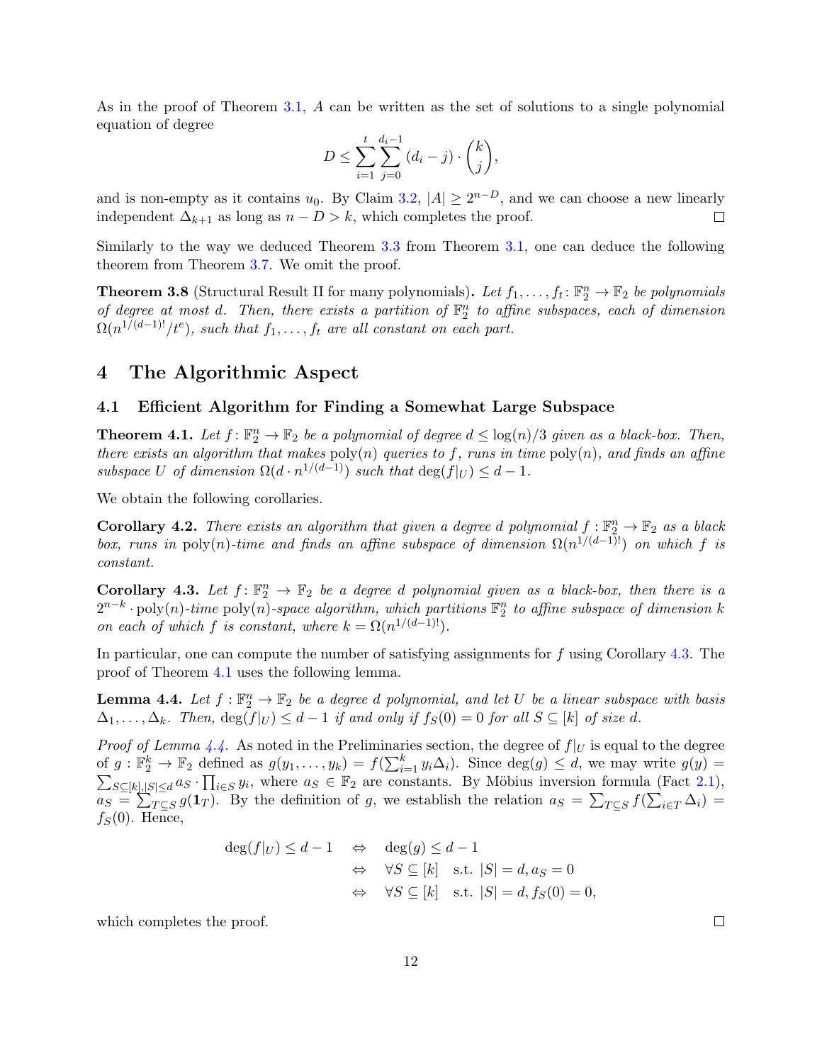As in the proof of Theorem 3.1, $A$ can be written as the set of solutions to a single polynomial equation of degree

$$D \le \sum_{i=1}^{t} \sum_{j=0}^{d_i - 1} (d_i - j) \cdot \binom{k}{j},$$

and is non-empty as it contains $u_0$. By Claim 3.2, $|A| \ge 2^{n-D}$, and we can choose a new linearly independent $\Delta_{k+1}$ as long as $n - D > k$, which completes the proof. $\square$

Similarly to the way we deduced Theorem 3.3 from Theorem 3.1, one can deduce the following theorem from Theorem 3.7. We omit the proof.

**Theorem 3.8** (Structural Result II for many polynomials)**.** *Let $f_1, \ldots, f_t \colon \mathbb{F}_2^n \to \mathbb{F}_2$ be polynomials of degree at most $d$. Then, there exists a partition of $\mathbb{F}_2^n$ to affine subspaces, each of dimension $\Omega(n^{1/(d-1)!}/t^e)$, such that $f_1, \ldots, f_t$ are all constant on each part.*

# 4 The Algorithmic Aspect

## 4.1 Efficient Algorithm for Finding a Somewhat Large Subspace

**Theorem 4.1.** *Let $f \colon \mathbb{F}_2^n \to \mathbb{F}_2$ be a polynomial of degree $d \le \log(n)/3$ given as a black-box. Then, there exists an algorithm that makes $\mathrm{poly}(n)$ queries to $f$, runs in time $\mathrm{poly}(n)$, and finds an affine subspace $U$ of dimension $\Omega(d \cdot n^{1/(d-1)})$ such that $\deg(f|_U) \le d-1$.*

We obtain the following corollaries.

**Corollary 4.2.** *There exists an algorithm that given a degree $d$ polynomial $f : \mathbb{F}_2^n \to \mathbb{F}_2$ as a black box, runs in $\mathrm{poly}(n)$-time and finds an affine subspace of dimension $\Omega(n^{1/(d-1)!})$ on which $f$ is constant.*

**Corollary 4.3.** *Let $f \colon \mathbb{F}_2^n \to \mathbb{F}_2$ be a degree $d$ polynomial given as a black-box, then there is a $2^{n-k} \cdot \mathrm{poly}(n)$-time $\mathrm{poly}(n)$-space algorithm, which partitions $\mathbb{F}_2^n$ to affine subspace of dimension $k$ on each of which $f$ is constant, where $k = \Omega(n^{1/(d-1)!})$.*

In particular, one can compute the number of satisfying assignments for $f$ using Corollary 4.3. The proof of Theorem 4.1 uses the following lemma.

**Lemma 4.4.** *Let $f : \mathbb{F}_2^n \to \mathbb{F}_2$ be a degree $d$ polynomial, and let $U$ be a linear subspace with basis $\Delta_1, \ldots, \Delta_k$. Then, $\deg(f|_U) \le d-1$ if and only if $f_S(0) = 0$ for all $S \subseteq [k]$ of size $d$.*

*Proof of Lemma 4.4.* As noted in the Preliminaries section, the degree of $f|_U$ is equal to the degree of $g : \mathbb{F}_2^k \to \mathbb{F}_2$ defined as $g(y_1, \ldots, y_k) = f(\sum_{i=1}^{k} y_i \Delta_i)$. Since $\deg(g) \le d$, we may write $g(y) = \sum_{S \subseteq [k], |S| \le d} a_S \cdot \prod_{i \in S} y_i$, where $a_S \in \mathbb{F}_2$ are constants. By Möbius inversion formula (Fact 2.1), $a_S = \sum_{T \subseteq S} g(\mathbf{1}_T)$. By the definition of $g$, we establish the relation $a_S = \sum_{T \subseteq S} f(\sum_{i \in T} \Delta_i) = f_S(0)$. Hence,

$$\begin{aligned}
\deg(f|_U) \le d-1 \quad &\Leftrightarrow \quad \deg(g) \le d-1 \\
&\Leftrightarrow \quad \forall S \subseteq [k] \quad \text{s.t. } |S| = d, a_S = 0 \\
&\Leftrightarrow \quad \forall S \subseteq [k] \quad \text{s.t. } |S| = d, f_S(0) = 0,
\end{aligned}$$

which completes the proof. $\square$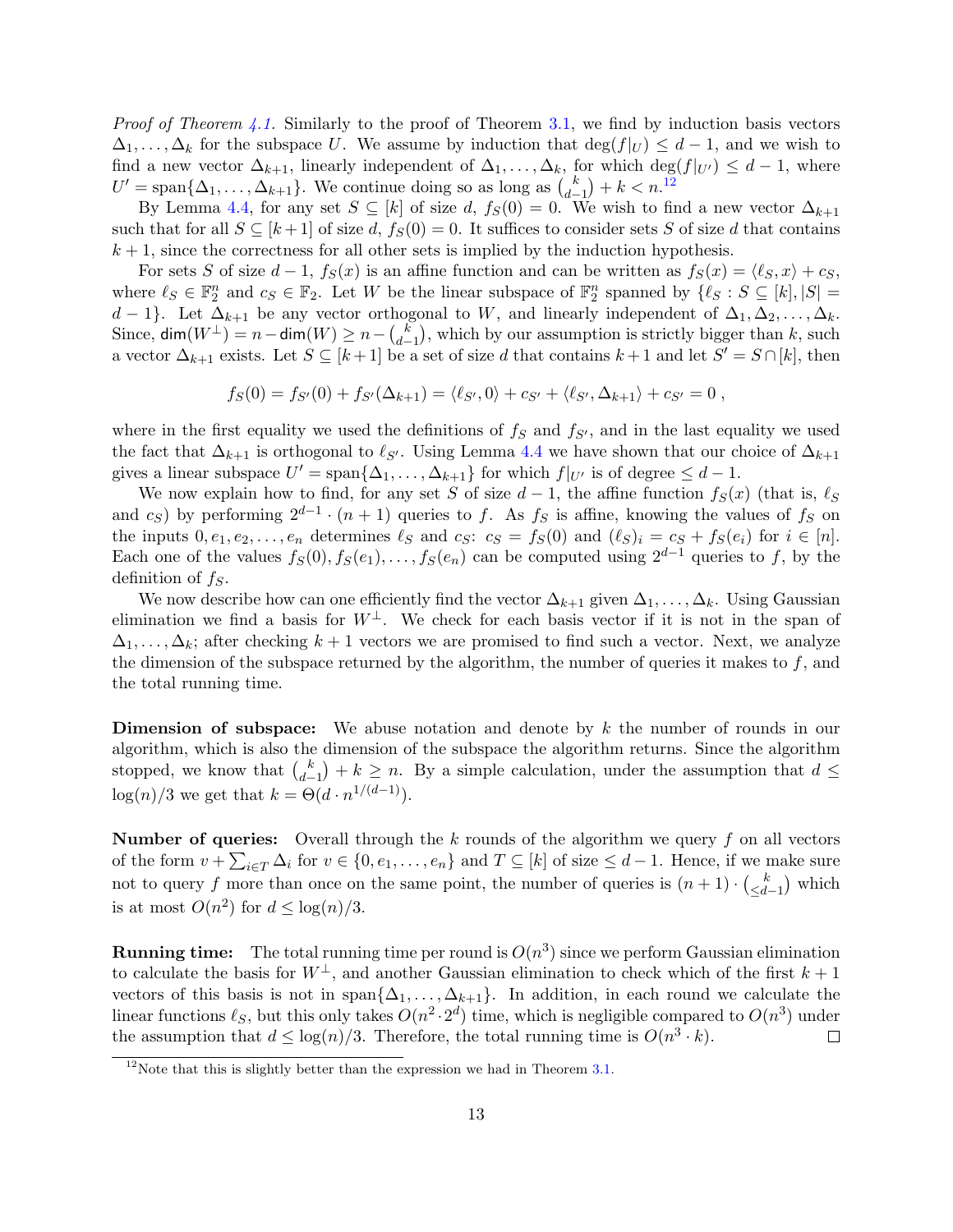*Proof of Theorem 4.1.* Similarly to the proof of Theorem 3.1, we find by induction basis vectors $\Delta_1, \dots, \Delta_k$ for the subspace $U$. We assume by induction that $\deg(f|_U) \le d-1$, and we wish to find a new vector $\Delta_{k+1}$, linearly independent of $\Delta_1, \dots, \Delta_k$, for which $\deg(f|_{U'}) \le d-1$, where $U' = \text{span}\{\Delta_1, \dots, \Delta_{k+1}\}$. We continue doing so as long as $\binom{k}{d-1} + k < n$.[12]

By Lemma 4.4, for any set $S \subseteq [k]$ of size $d$, $f_S(0) = 0$. We wish to find a new vector $\Delta_{k+1}$ such that for all $S \subseteq [k+1]$ of size $d$, $f_S(0) = 0$. It suffices to consider sets $S$ of size $d$ that contains $k+1$, since the correctness for all other sets is implied by the induction hypothesis.

For sets $S$ of size $d-1$, $f_S(x)$ is an affine function and can be written as $f_S(x) = \langle \ell_S, x \rangle + c_S$, where $\ell_S \in \mathbb{F}_2^n$ and $c_S \in \mathbb{F}_2$. Let $W$ be the linear subspace of $\mathbb{F}_2^n$ spanned by $\{\ell_S : S \subseteq [k], |S| = d-1\}$. Let $\Delta_{k+1}$ be any vector orthogonal to $W$, and linearly independent of $\Delta_1, \Delta_2, \dots, \Delta_k$. Since, $\mathsf{dim}(W^\perp) = n - \mathsf{dim}(W) \ge n - \binom{k}{d-1}$, which by our assumption is strictly bigger than $k$, such a vector $\Delta_{k+1}$ exists. Let $S \subseteq [k+1]$ be a set of size $d$ that contains $k+1$ and let $S' = S \cap [k]$, then

$$f_S(0) = f_{S'}(0) + f_{S'}(\Delta_{k+1}) = \langle \ell_{S'}, 0 \rangle + c_{S'} + \langle \ell_{S'}, \Delta_{k+1} \rangle + c_{S'} = 0 \,,$$

where in the first equality we used the definitions of $f_S$ and $f_{S'}$, and in the last equality we used the fact that $\Delta_{k+1}$ is orthogonal to $\ell_{S'}$. Using Lemma 4.4 we have shown that our choice of $\Delta_{k+1}$ gives a linear subspace $U' = \text{span}\{\Delta_1, \dots, \Delta_{k+1}\}$ for which $f|_{U'}$ is of degree $\le d-1$.

We now explain how to find, for any set $S$ of size $d-1$, the affine function $f_S(x)$ (that is, $\ell_S$ and $c_S$) by performing $2^{d-1} \cdot (n+1)$ queries to $f$. As $f_S$ is affine, knowing the values of $f_S$ on the inputs $0, e_1, e_2, \dots, e_n$ determines $\ell_S$ and $c_S$: $c_S = f_S(0)$ and $(\ell_S)_i = c_S + f_S(e_i)$ for $i \in [n]$. Each one of the values $f_S(0), f_S(e_1), \dots, f_S(e_n)$ can be computed using $2^{d-1}$ queries to $f$, by the definition of $f_S$.

We now describe how can one efficiently find the vector $\Delta_{k+1}$ given $\Delta_1, \dots, \Delta_k$. Using Gaussian elimination we find a basis for $W^\perp$. We check for each basis vector if it is not in the span of $\Delta_1, \dots, \Delta_k$; after checking $k+1$ vectors we are promised to find such a vector. Next, we analyze the dimension of the subspace returned by the algorithm, the number of queries it makes to $f$, and the total running time.

**Dimension of subspace:** We abuse notation and denote by $k$ the number of rounds in our algorithm, which is also the dimension of the subspace the algorithm returns. Since the algorithm stopped, we know that $\binom{k}{d-1} + k \ge n$. By a simple calculation, under the assumption that $d \le \log(n)/3$ we get that $k = \Theta(d \cdot n^{1/(d-1)})$.

**Number of queries:** Overall through the $k$ rounds of the algorithm we query $f$ on all vectors of the form $v + \sum_{i \in T} \Delta_i$ for $v \in \{0, e_1, \dots, e_n\}$ and $T \subseteq [k]$ of size $\le d-1$. Hence, if we make sure not to query $f$ more than once on the same point, the number of queries is $(n+1) \cdot \binom{k}{\le d-1}$ which is at most $O(n^2)$ for $d \le \log(n)/3$.

**Running time:** The total running time per round is $O(n^3)$ since we perform Gaussian elimination to calculate the basis for $W^\perp$, and another Gaussian elimination to check which of the first $k+1$ vectors of this basis is not in $\text{span}\{\Delta_1, \dots, \Delta_{k+1}\}$. In addition, in each round we calculate the linear functions $\ell_S$, but this only takes $O(n^2 \cdot 2^d)$ time, which is negligible compared to $O(n^3)$ under the assumption that $d \le \log(n)/3$. Therefore, the total running time is $O(n^3 \cdot k)$. ∎

[12] Note that this is slightly better than the expression we had in Theorem 3.1.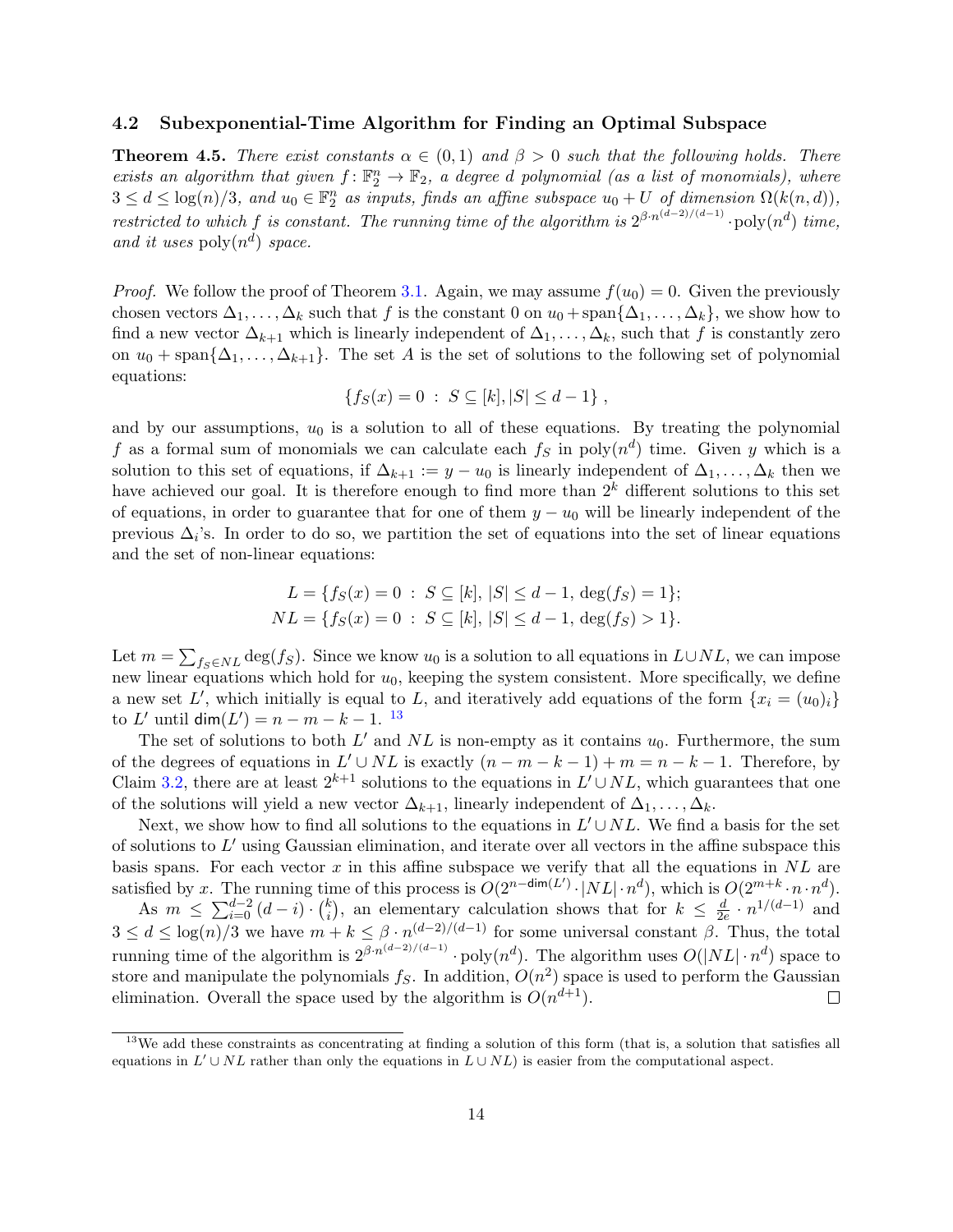### 4.2 Subexponential-Time Algorithm for Finding an Optimal Subspace

**Theorem 4.5.** *There exist constants $\alpha \in (0,1)$ and $\beta > 0$ such that the following holds. There exists an algorithm that given $f\colon \mathbb{F}_2^n \to \mathbb{F}_2$, a degree $d$ polynomial (as a list of monomials), where $3 \le d \le \log(n)/3$, and $u_0 \in \mathbb{F}_2^n$ as inputs, finds an affine subspace $u_0 + U$ of dimension $\Omega(k(n,d))$, restricted to which $f$ is constant. The running time of the algorithm is $2^{\beta \cdot n^{(d-2)/(d-1)}} \cdot \mathrm{poly}(n^d)$ time, and it uses $\mathrm{poly}(n^d)$ space.*

*Proof.* We follow the proof of Theorem 3.1. Again, we may assume $f(u_0) = 0$. Given the previously chosen vectors $\Delta_1, \ldots, \Delta_k$ such that $f$ is the constant 0 on $u_0 + \mathrm{span}\{\Delta_1, \ldots, \Delta_k\}$, we show how to find a new vector $\Delta_{k+1}$ which is linearly independent of $\Delta_1, \ldots, \Delta_k$, such that $f$ is constantly zero on $u_0 + \mathrm{span}\{\Delta_1, \ldots, \Delta_{k+1}\}$. The set $A$ is the set of solutions to the following set of polynomial equations:

$$\{f_S(x) = 0 \;:\; S \subseteq [k], |S| \le d-1\}\ ,$$

and by our assumptions, $u_0$ is a solution to all of these equations. By treating the polynomial $f$ as a formal sum of monomials we can calculate each $f_S$ in $\mathrm{poly}(n^d)$ time. Given $y$ which is a solution to this set of equations, if $\Delta_{k+1} := y - u_0$ is linearly independent of $\Delta_1, \ldots, \Delta_k$ then we have achieved our goal. It is therefore enough to find more than $2^k$ different solutions to this set of equations, in order to guarantee that for one of them $y - u_0$ will be linearly independent of the previous $\Delta_i$'s. In order to do so, we partition the set of equations into the set of linear equations and the set of non-linear equations:

$$L = \{f_S(x) = 0 \;:\; S \subseteq [k],\ |S| \le d-1,\ \deg(f_S) = 1\};$$
$$NL = \{f_S(x) = 0 \;:\; S \subseteq [k],\ |S| \le d-1,\ \deg(f_S) > 1\}.$$

Let $m = \sum_{f_S \in NL} \deg(f_S)$. Since we know $u_0$ is a solution to all equations in $L \cup NL$, we can impose new linear equations which hold for $u_0$, keeping the system consistent. More specifically, we define a new set $L'$, which initially is equal to $L$, and iteratively add equations of the form $\{x_i = (u_0)_i\}$ to $L'$ until $\mathsf{dim}(L') = n - m - k - 1$. [13]

The set of solutions to both $L'$ and $NL$ is non-empty as it contains $u_0$. Furthermore, the sum of the degrees of equations in $L' \cup NL$ is exactly $(n - m - k - 1) + m = n - k - 1$. Therefore, by Claim 3.2, there are at least $2^{k+1}$ solutions to the equations in $L' \cup NL$, which guarantees that one of the solutions will yield a new vector $\Delta_{k+1}$, linearly independent of $\Delta_1, \ldots, \Delta_k$.

Next, we show how to find all solutions to the equations in $L' \cup NL$. We find a basis for the set of solutions to $L'$ using Gaussian elimination, and iterate over all vectors in the affine subspace this basis spans. For each vector $x$ in this affine subspace we verify that all the equations in $NL$ are satisfied by $x$. The running time of this process is $O(2^{n - \mathsf{dim}(L')} \cdot |NL| \cdot n^d)$, which is $O(2^{m+k} \cdot n \cdot n^d)$.

As $m \le \sum_{i=0}^{d-2} (d-i) \cdot \binom{k}{i}$, an elementary calculation shows that for $k \le \frac{d}{2e} \cdot n^{1/(d-1)}$ and $3 \le d \le \log(n)/3$ we have $m + k \le \beta \cdot n^{(d-2)/(d-1)}$ for some universal constant $\beta$. Thus, the total running time of the algorithm is $2^{\beta \cdot n^{(d-2)/(d-1)}} \cdot \mathrm{poly}(n^d)$. The algorithm uses $O(|NL| \cdot n^d)$ space to store and manipulate the polynomials $f_S$. In addition, $O(n^2)$ space is used to perform the Gaussian elimination. Overall the space used by the algorithm is $O(n^{d+1})$. $\square$

[13] We add these constraints as concentrating at finding a solution of this form (that is, a solution that satisfies all equations in $L' \cup NL$ rather than only the equations in $L \cup NL$) is easier from the computational aspect.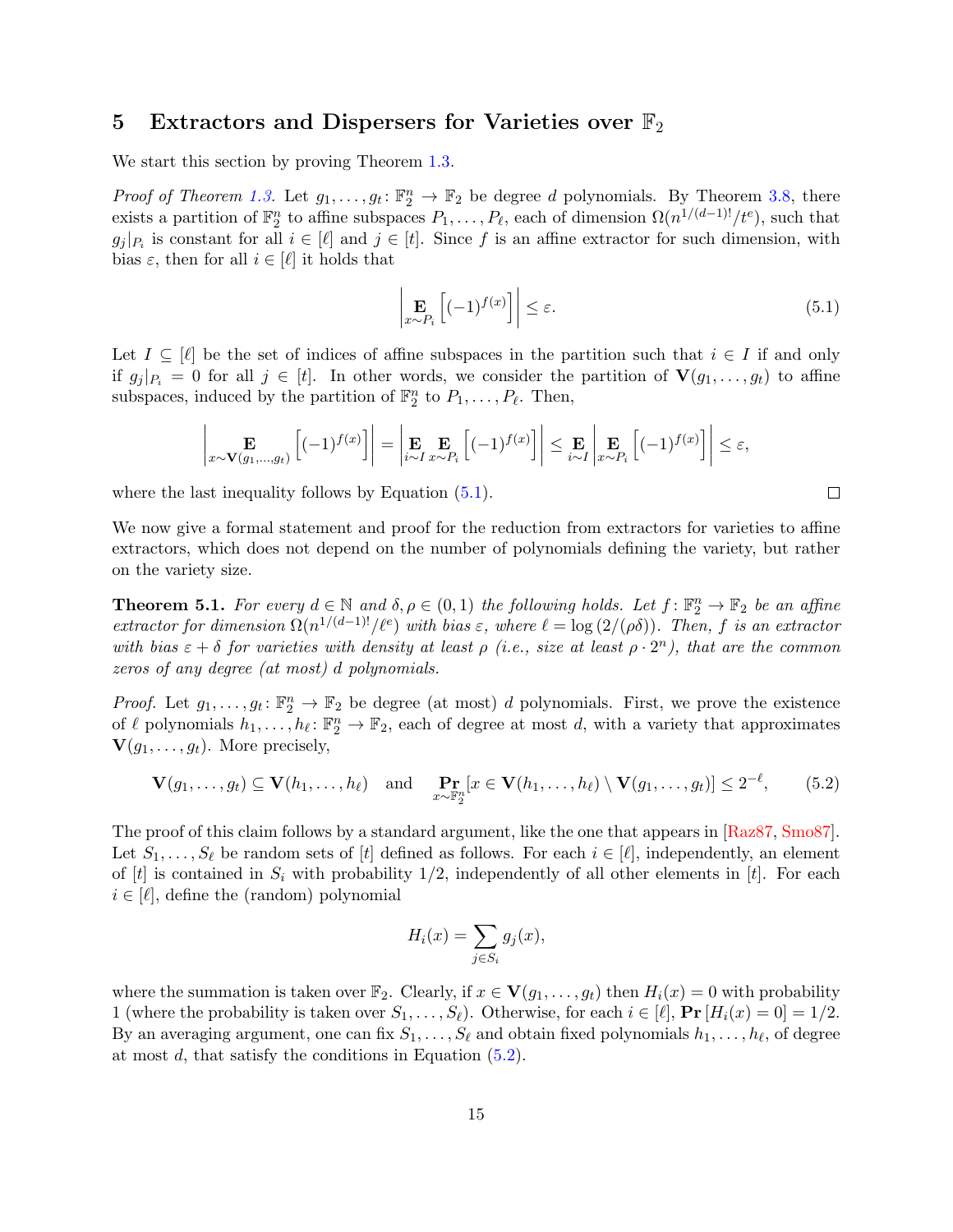## 5 Extractors and Dispersers for Varieties over $\mathbb{F}_2$

We start this section by proving Theorem 1.3.

*Proof of Theorem 1.3.* Let $g_1, \dots, g_t \colon \mathbb{F}_2^n \to \mathbb{F}_2$ be degree $d$ polynomials. By Theorem 3.8, there exists a partition of $\mathbb{F}_2^n$ to affine subspaces $P_1, \dots, P_\ell$, each of dimension $\Omega(n^{1/(d-1)!}/t^e)$, such that $g_j|_{P_i}$ is constant for all $i \in [\ell]$ and $j \in [t]$. Since $f$ is an affine extractor for such dimension, with bias $\varepsilon$, then for all $i \in [\ell]$ it holds that

$$\left| \mathop{\mathbf{E}}_{x \sim P_i} \left[ (-1)^{f(x)} \right] \right| \le \varepsilon. \tag{5.1}$$

Let $I \subseteq [\ell]$ be the set of indices of affine subspaces in the partition such that $i \in I$ if and only if $g_j|_{P_i} = 0$ for all $j \in [t]$. In other words, we consider the partition of $\mathbf{V}(g_1, \dots, g_t)$ to affine subspaces, induced by the partition of $\mathbb{F}_2^n$ to $P_1, \dots, P_\ell$. Then,

$$\left| \mathop{\mathbf{E}}_{x \sim \mathbf{V}(g_1,\dots,g_t)} \left[ (-1)^{f(x)} \right] \right| = \left| \mathop{\mathbf{E}}_{i \sim I} \mathop{\mathbf{E}}_{x \sim P_i} \left[ (-1)^{f(x)} \right] \right| \le \mathop{\mathbf{E}}_{i \sim I} \left| \mathop{\mathbf{E}}_{x \sim P_i} \left[ (-1)^{f(x)} \right] \right| \le \varepsilon,$$

where the last inequality follows by Equation (5.1). $\square$

We now give a formal statement and proof for the reduction from extractors for varieties to affine extractors, which does not depend on the number of polynomials defining the variety, but rather on the variety size.

**Theorem 5.1.** *For every $d \in \mathbb{N}$ and $\delta, \rho \in (0,1)$ the following holds. Let $f \colon \mathbb{F}_2^n \to \mathbb{F}_2$ be an affine extractor for dimension $\Omega(n^{1/(d-1)!}/\ell^e)$ with bias $\varepsilon$, where $\ell = \log(2/(\rho\delta))$. Then, $f$ is an extractor with bias $\varepsilon + \delta$ for varieties with density at least $\rho$ (i.e., size at least $\rho \cdot 2^n$), that are the common zeros of any degree (at most) $d$ polynomials.*

*Proof.* Let $g_1, \dots, g_t \colon \mathbb{F}_2^n \to \mathbb{F}_2$ be degree (at most) $d$ polynomials. First, we prove the existence of $\ell$ polynomials $h_1, \dots, h_\ell \colon \mathbb{F}_2^n \to \mathbb{F}_2$, each of degree at most $d$, with a variety that approximates $\mathbf{V}(g_1, \dots, g_t)$. More precisely,

$$\mathbf{V}(g_1, \dots, g_t) \subseteq \mathbf{V}(h_1, \dots, h_\ell) \quad \text{and} \quad \mathop{\mathbf{Pr}}_{x \sim \mathbb{F}_2^n}[x \in \mathbf{V}(h_1, \dots, h_\ell) \setminus \mathbf{V}(g_1, \dots, g_t)] \le 2^{-\ell}, \tag{5.2}$$

The proof of this claim follows by a standard argument, like the one that appears in [Raz87, Smo87]. Let $S_1, \dots, S_\ell$ be random sets of $[t]$ defined as follows. For each $i \in [\ell]$, independently, an element of $[t]$ is contained in $S_i$ with probability $1/2$, independently of all other elements in $[t]$. For each $i \in [\ell]$, define the (random) polynomial

$$H_i(x) = \sum_{j \in S_i} g_j(x),$$

where the summation is taken over $\mathbb{F}_2$. Clearly, if $x \in \mathbf{V}(g_1, \dots, g_t)$ then $H_i(x) = 0$ with probability 1 (where the probability is taken over $S_1, \dots, S_\ell$). Otherwise, for each $i \in [\ell]$, $\mathbf{Pr}[H_i(x) = 0] = 1/2$. By an averaging argument, one can fix $S_1, \dots, S_\ell$ and obtain fixed polynomials $h_1, \dots, h_\ell$, of degree at most $d$, that satisfy the conditions in Equation (5.2).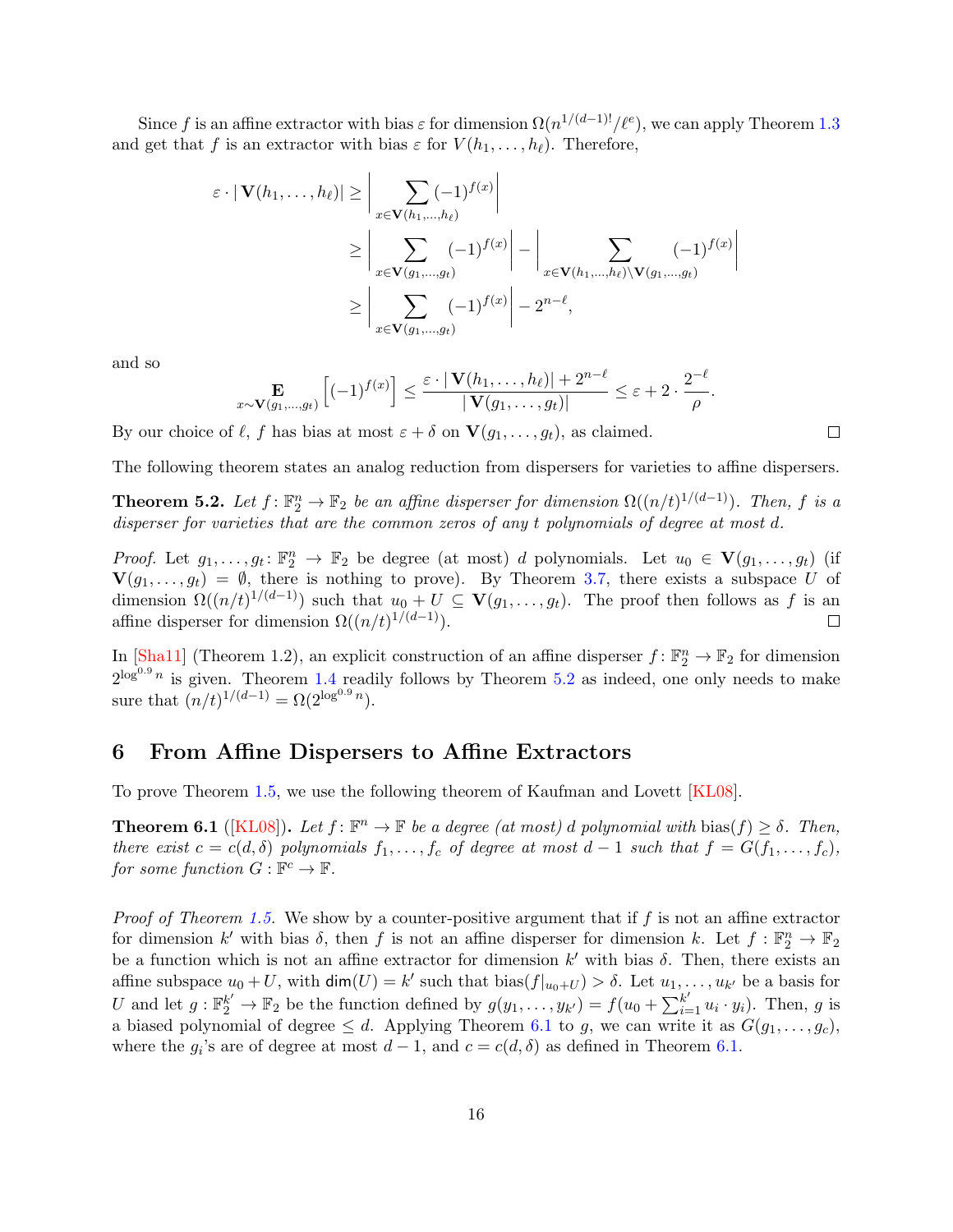Since $f$ is an affine extractor with bias $\varepsilon$ for dimension $\Omega(n^{1/(d-1)!}/\ell^e)$, we can apply Theorem 1.3 and get that $f$ is an extractor with bias $\varepsilon$ for $V(h_1, \ldots, h_\ell)$. Therefore,

$$\begin{aligned}
\varepsilon \cdot |\mathbf{V}(h_1, \ldots, h_\ell)| &\geq \left| \sum_{x \in \mathbf{V}(h_1, \ldots, h_\ell)} (-1)^{f(x)} \right| \\
&\geq \left| \sum_{x \in \mathbf{V}(g_1, \ldots, g_t)} (-1)^{f(x)} \right| - \left| \sum_{x \in \mathbf{V}(h_1, \ldots, h_\ell) \setminus \mathbf{V}(g_1, \ldots, g_t)} (-1)^{f(x)} \right| \\
&\geq \left| \sum_{x \in \mathbf{V}(g_1, \ldots, g_t)} (-1)^{f(x)} \right| - 2^{n-\ell},
\end{aligned}$$

and so

$$\mathop{\mathbf{E}}_{x \sim \mathbf{V}(g_1, \ldots, g_t)} \left[ (-1)^{f(x)} \right] \leq \frac{\varepsilon \cdot |\mathbf{V}(h_1, \ldots, h_\ell)| + 2^{n-\ell}}{|\mathbf{V}(g_1, \ldots, g_t)|} \leq \varepsilon + 2 \cdot \frac{2^{-\ell}}{\rho}.$$

By our choice of $\ell$, $f$ has bias at most $\varepsilon + \delta$ on $\mathbf{V}(g_1, \ldots, g_t)$, as claimed. □

The following theorem states an analog reduction from dispersers for varieties to affine dispersers.

**Theorem 5.2.** *Let $f \colon \mathbb{F}_2^n \to \mathbb{F}_2$ be an affine disperser for dimension $\Omega((n/t)^{1/(d-1)})$. Then, $f$ is a disperser for varieties that are the common zeros of any $t$ polynomials of degree at most $d$.*

*Proof.* Let $g_1, \ldots, g_t \colon \mathbb{F}_2^n \to \mathbb{F}_2$ be degree (at most) $d$ polynomials. Let $u_0 \in \mathbf{V}(g_1, \ldots, g_t)$ (if $\mathbf{V}(g_1, \ldots, g_t) = \emptyset$, there is nothing to prove). By Theorem 3.7, there exists a subspace $U$ of dimension $\Omega((n/t)^{1/(d-1)})$ such that $u_0 + U \subseteq \mathbf{V}(g_1, \ldots, g_t)$. The proof then follows as $f$ is an affine disperser for dimension $\Omega((n/t)^{1/(d-1)})$. □

In [Sha11] (Theorem 1.2), an explicit construction of an affine disperser $f \colon \mathbb{F}_2^n \to \mathbb{F}_2$ for dimension $2^{\log^{0.9} n}$ is given. Theorem 1.4 readily follows by Theorem 5.2 as indeed, one only needs to make sure that $(n/t)^{1/(d-1)} = \Omega(2^{\log^{0.9} n})$.

## 6 From Affine Dispersers to Affine Extractors

To prove Theorem 1.5, we use the following theorem of Kaufman and Lovett [KL08].

**Theorem 6.1** ([KL08])**.** *Let $f \colon \mathbb{F}^n \to \mathbb{F}$ be a degree (at most) $d$ polynomial with* $\mathrm{bias}(f) \geq \delta$*. Then, there exist $c = c(d, \delta)$ polynomials $f_1, \ldots, f_c$ of degree at most $d-1$ such that $f = G(f_1, \ldots, f_c)$, for some function $G \colon \mathbb{F}^c \to \mathbb{F}$.*

*Proof of Theorem 1.5.* We show by a counter-positive argument that if $f$ is not an affine extractor for dimension $k'$ with bias $\delta$, then $f$ is not an affine disperser for dimension $k$. Let $f : \mathbb{F}_2^n \to \mathbb{F}_2$ be a function which is not an affine extractor for dimension $k'$ with bias $\delta$. Then, there exists an affine subspace $u_0 + U$, with $\mathsf{dim}(U) = k'$ such that $\mathrm{bias}(f|_{u_0+U}) > \delta$. Let $u_1, \ldots, u_{k'}$ be a basis for $U$ and let $g : \mathbb{F}_2^{k'} \to \mathbb{F}_2$ be the function defined by $g(y_1, \ldots, y_{k'}) = f(u_0 + \sum_{i=1}^{k'} u_i \cdot y_i)$. Then, $g$ is a biased polynomial of degree $\leq d$. Applying Theorem 6.1 to $g$, we can write it as $G(g_1, \ldots, g_c)$, where the $g_i$'s are of degree at most $d-1$, and $c = c(d, \delta)$ as defined in Theorem 6.1.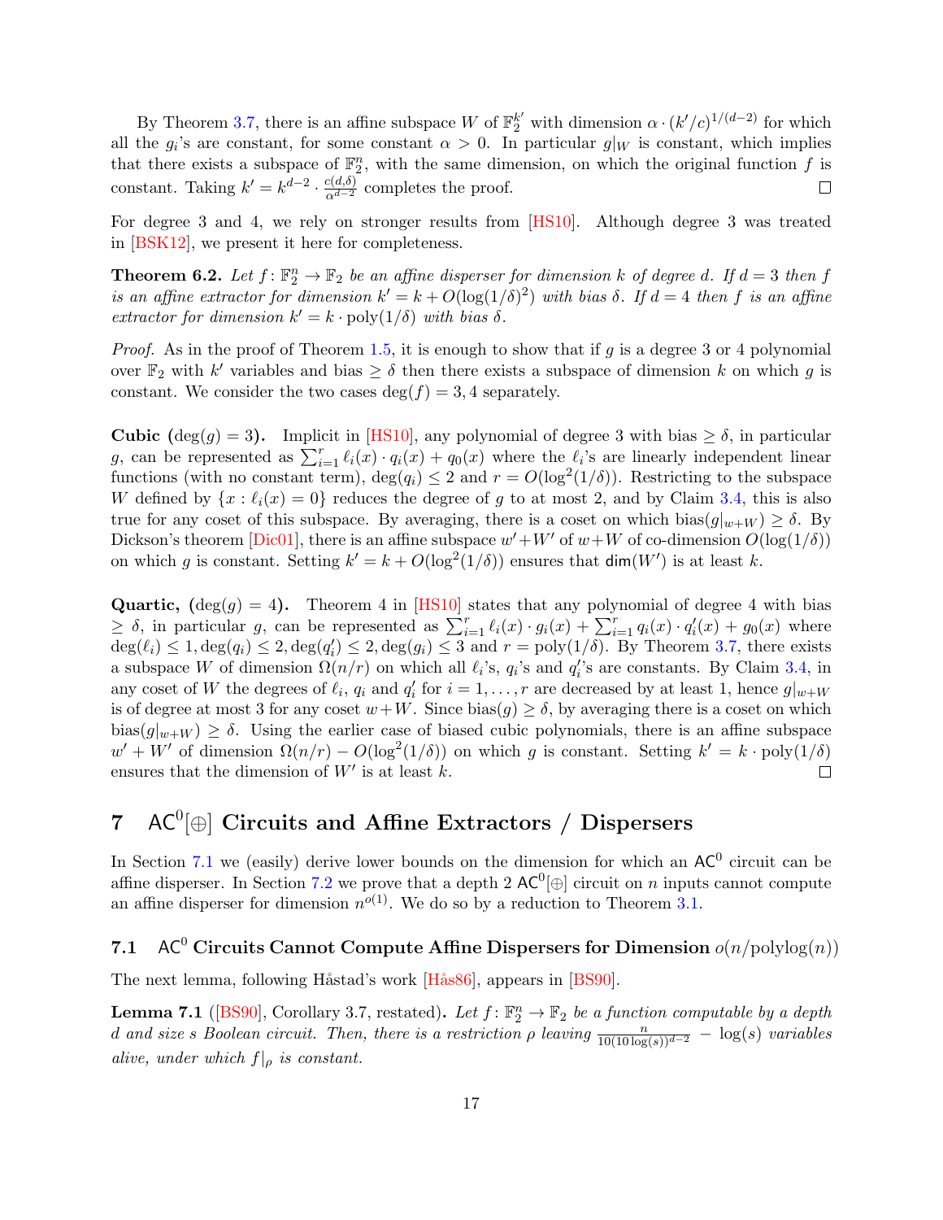By Theorem 3.7, there is an affine subspace $W$ of $\mathbb{F}_2^{k'}$ with dimension $\alpha \cdot (k'/c)^{1/(d-2)}$ for which all the $g_i$'s are constant, for some constant $\alpha > 0$. In particular $g|_W$ is constant, which implies that there exists a subspace of $\mathbb{F}_2^n$, with the same dimension, on which the original function $f$ is constant. Taking $k' = k^{d-2} \cdot \frac{c(d,\delta)}{\alpha^{d-2}}$ completes the proof. ◻

For degree 3 and 4, we rely on stronger results from [HS10]. Although degree 3 was treated in [BSK12], we present it here for completeness.

**Theorem 6.2.** *Let $f\colon \mathbb{F}_2^n \to \mathbb{F}_2$ be an affine disperser for dimension $k$ of degree $d$. If $d = 3$ then $f$ is an affine extractor for dimension $k' = k + O(\log(1/\delta)^2)$ with bias $\delta$. If $d = 4$ then $f$ is an affine extractor for dimension $k' = k \cdot \mathrm{poly}(1/\delta)$ with bias $\delta$.*

*Proof.* As in the proof of Theorem 1.5, it is enough to show that if $g$ is a degree 3 or 4 polynomial over $\mathbb{F}_2$ with $k'$ variables and bias $\geq \delta$ then there exists a subspace of dimension $k$ on which $g$ is constant. We consider the two cases $\deg(f) = 3, 4$ separately.

**Cubic ($\deg(g) = 3$).** Implicit in [HS10], any polynomial of degree 3 with bias $\geq \delta$, in particular $g$, can be represented as $\sum_{i=1}^{r} \ell_i(x) \cdot q_i(x) + q_0(x)$ where the $\ell_i$'s are linearly independent linear functions (with no constant term), $\deg(q_i) \leq 2$ and $r = O(\log^2(1/\delta))$. Restricting to the subspace $W$ defined by $\{x : \ell_i(x) = 0\}$ reduces the degree of $g$ to at most 2, and by Claim 3.4, this is also true for any coset of this subspace. By averaging, there is a coset on which $\mathrm{bias}(g|_{w+W}) \geq \delta$. By Dickson's theorem [Dic01], there is an affine subspace $w'+W'$ of $w+W$ of co-dimension $O(\log(1/\delta))$ on which $g$ is constant. Setting $k' = k + O(\log^2(1/\delta))$ ensures that $\mathsf{dim}(W')$ is at least $k$.

**Quartic, ($\deg(g) = 4$).** Theorem 4 in [HS10] states that any polynomial of degree 4 with bias $\geq \delta$, in particular $g$, can be represented as $\sum_{i=1}^{r} \ell_i(x) \cdot g_i(x) + \sum_{i=1}^{r} q_i(x) \cdot q_i'(x) + g_0(x)$ where $\deg(\ell_i) \leq 1, \deg(q_i) \leq 2, \deg(q_i') \leq 2, \deg(g_i) \leq 3$ and $r = \mathrm{poly}(1/\delta)$. By Theorem 3.7, there exists a subspace $W$ of dimension $\Omega(n/r)$ on which all $\ell_i$'s, $q_i$'s and $q_i'$'s are constants. By Claim 3.4, in any coset of $W$ the degrees of $\ell_i$, $q_i$ and $q_i'$ for $i = 1, \ldots, r$ are decreased by at least 1, hence $g|_{w+W}$ is of degree at most 3 for any coset $w+W$. Since $\mathrm{bias}(g) \geq \delta$, by averaging there is a coset on which $\mathrm{bias}(g|_{w+W}) \geq \delta$. Using the earlier case of biased cubic polynomials, there is an affine subspace $w' + W'$ of dimension $\Omega(n/r) - O(\log^2(1/\delta))$ on which $g$ is constant. Setting $k' = k \cdot \mathrm{poly}(1/\delta)$ ensures that the dimension of $W'$ is at least $k$. ◻

# 7 $\mathsf{AC}^0[\oplus]$ Circuits and Affine Extractors / Dispersers

In Section 7.1 we (easily) derive lower bounds on the dimension for which an $\mathsf{AC}^0$ circuit can be affine disperser. In Section 7.2 we prove that a depth 2 $\mathsf{AC}^0[\oplus]$ circuit on $n$ inputs cannot compute an affine disperser for dimension $n^{o(1)}$. We do so by a reduction to Theorem 3.1.

## 7.1 $\mathsf{AC}^0$ Circuits Cannot Compute Affine Dispersers for Dimension $o(n/\mathrm{polylog}(n))$

The next lemma, following Håstad's work [Hås86], appears in [BS90].

**Lemma 7.1** ([BS90], Corollary 3.7, restated)**.** *Let $f\colon \mathbb{F}_2^n \to \mathbb{F}_2$ be a function computable by a depth $d$ and size $s$ Boolean circuit. Then, there is a restriction $\rho$ leaving $\frac{n}{10(10\log(s))^{d-2}} - \log(s)$ variables alive, under which $f|_\rho$ is constant.*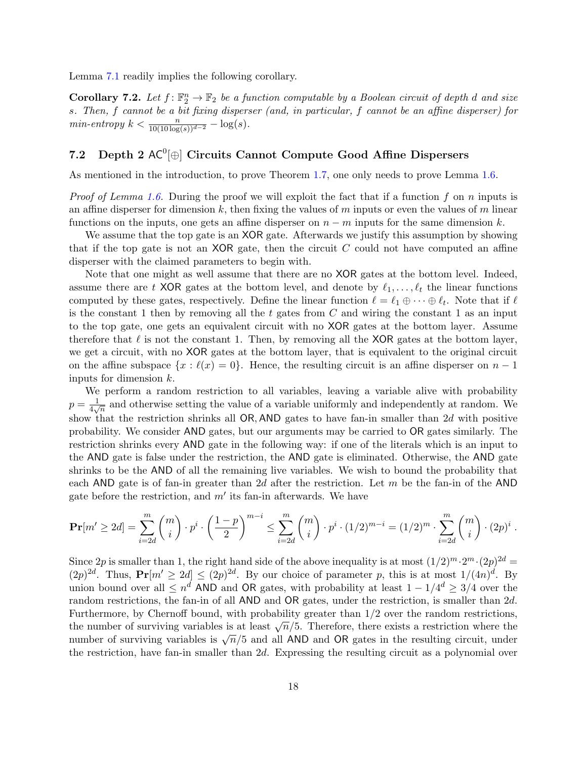Lemma 7.1 readily implies the following corollary.

**Corollary 7.2.** *Let $f \colon \mathbb{F}_2^n \to \mathbb{F}_2$ be a function computable by a Boolean circuit of depth $d$ and size $s$. Then, $f$ cannot be a bit fixing disperser (and, in particular, $f$ cannot be an affine disperser) for min-entropy $k < \frac{n}{10(10\log(s))^{d-2}} - \log(s)$.*

### 7.2 Depth 2 $\mathsf{AC}^0[\oplus]$ Circuits Cannot Compute Good Affine Dispersers

As mentioned in the introduction, to prove Theorem 1.7, one only needs to prove Lemma 1.6.

*Proof of Lemma 1.6.* During the proof we will exploit the fact that if a function $f$ on $n$ inputs is an affine disperser for dimension $k$, then fixing the values of $m$ inputs or even the values of $m$ linear functions on the inputs, one gets an affine disperser on $n-m$ inputs for the same dimension $k$.

We assume that the top gate is an $\mathsf{XOR}$ gate. Afterwards we justify this assumption by showing that if the top gate is not an $\mathsf{XOR}$ gate, then the circuit $C$ could not have computed an affine disperser with the claimed parameters to begin with.

Note that one might as well assume that there are no $\mathsf{XOR}$ gates at the bottom level. Indeed, assume there are $t$ $\mathsf{XOR}$ gates at the bottom level, and denote by $\ell_1, \ldots, \ell_t$ the linear functions computed by these gates, respectively. Define the linear function $\ell = \ell_1 \oplus \cdots \oplus \ell_t$. Note that if $\ell$ is the constant 1 then by removing all the $t$ gates from $C$ and wiring the constant 1 as an input to the top gate, one gets an equivalent circuit with no $\mathsf{XOR}$ gates at the bottom layer. Assume therefore that $\ell$ is not the constant 1. Then, by removing all the $\mathsf{XOR}$ gates at the bottom layer, we get a circuit, with no $\mathsf{XOR}$ gates at the bottom layer, that is equivalent to the original circuit on the affine subspace $\{x : \ell(x) = 0\}$. Hence, the resulting circuit is an affine disperser on $n-1$ inputs for dimension $k$.

We perform a random restriction to all variables, leaving a variable alive with probability $p = \frac{1}{4\sqrt{n}}$ and otherwise setting the value of a variable uniformly and independently at random. We show that the restriction shrinks all $\mathsf{OR}, \mathsf{AND}$ gates to have fan-in smaller than $2d$ with positive probability. We consider $\mathsf{AND}$ gates, but our arguments may be carried to $\mathsf{OR}$ gates similarly. The restriction shrinks every $\mathsf{AND}$ gate in the following way: if one of the literals which is an input to the $\mathsf{AND}$ gate is false under the restriction, the $\mathsf{AND}$ gate is eliminated. Otherwise, the $\mathsf{AND}$ gate shrinks to be the $\mathsf{AND}$ of all the remaining live variables. We wish to bound the probability that each $\mathsf{AND}$ gate is of fan-in greater than $2d$ after the restriction. Let $m$ be the fan-in of the $\mathsf{AND}$ gate before the restriction, and $m'$ its fan-in afterwards. We have

$$\mathbf{Pr}[m' \geq 2d] = \sum_{i=2d}^{m} \binom{m}{i} \cdot p^i \cdot \left(\frac{1-p}{2}\right)^{m-i} \leq \sum_{i=2d}^{m} \binom{m}{i} \cdot p^i \cdot (1/2)^{m-i} = (1/2)^m \cdot \sum_{i=2d}^{m} \binom{m}{i} \cdot (2p)^i .$$

Since $2p$ is smaller than 1, the right hand side of the above inequality is at most $(1/2)^m \cdot 2^m \cdot (2p)^{2d} = (2p)^{2d}$. Thus, $\mathbf{Pr}[m' \geq 2d] \leq (2p)^{2d}$. By our choice of parameter $p$, this is at most $1/(4n)^d$. By union bound over all $\leq n^d$ $\mathsf{AND}$ and $\mathsf{OR}$ gates, with probability at least $1 - 1/4^d \geq 3/4$ over the random restrictions, the fan-in of all $\mathsf{AND}$ and $\mathsf{OR}$ gates, under the restriction, is smaller than $2d$. Furthermore, by Chernoff bound, with probability greater than $1/2$ over the random restrictions, the number of surviving variables is at least $\sqrt{n}/5$. Therefore, there exists a restriction where the number of surviving variables is $\sqrt{n}/5$ and all $\mathsf{AND}$ and $\mathsf{OR}$ gates in the resulting circuit, under the restriction, have fan-in smaller than $2d$. Expressing the resulting circuit as a polynomial over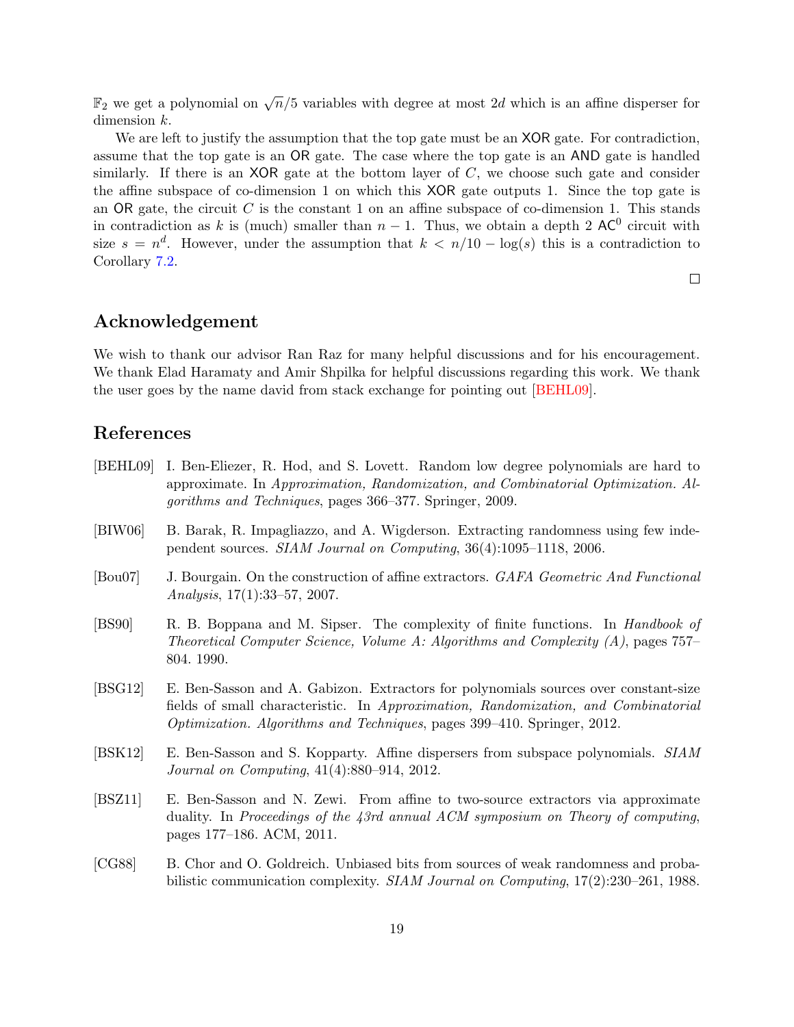$\mathbb{F}_2$ we get a polynomial on $\sqrt{n}/5$ variables with degree at most $2d$ which is an affine disperser for dimension $k$.

We are left to justify the assumption that the top gate must be an $\mathsf{XOR}$ gate. For contradiction, assume that the top gate is an $\mathsf{OR}$ gate. The case where the top gate is an $\mathsf{AND}$ gate is handled similarly. If there is an $\mathsf{XOR}$ gate at the bottom layer of $C$, we choose such gate and consider the affine subspace of co-dimension 1 on which this $\mathsf{XOR}$ gate outputs 1. Since the top gate is an $\mathsf{OR}$ gate, the circuit $C$ is the constant 1 on an affine subspace of co-dimension 1. This stands in contradiction as $k$ is (much) smaller than $n-1$. Thus, we obtain a depth 2 $\mathsf{AC}^0$ circuit with size $s = n^d$. However, under the assumption that $k < n/10 - \log(s)$ this is a contradiction to Corollary 7.2.

□

## Acknowledgement

We wish to thank our advisor Ran Raz for many helpful discussions and for his encouragement. We thank Elad Haramaty and Amir Shpilka for helpful discussions regarding this work. We thank the user goes by the name david from stack exchange for pointing out [BEHL09].

## References

[BEHL09] I. Ben-Eliezer, R. Hod, and S. Lovett. Random low degree polynomials are hard to approximate. In *Approximation, Randomization, and Combinatorial Optimization. Algorithms and Techniques*, pages 366–377. Springer, 2009.

[BIW06] B. Barak, R. Impagliazzo, and A. Wigderson. Extracting randomness using few independent sources. *SIAM Journal on Computing*, 36(4):1095–1118, 2006.

[Bou07] J. Bourgain. On the construction of affine extractors. *GAFA Geometric And Functional Analysis*, 17(1):33–57, 2007.

[BS90] R. B. Boppana and M. Sipser. The complexity of finite functions. In *Handbook of Theoretical Computer Science, Volume A: Algorithms and Complexity (A)*, pages 757–804. 1990.

[BSG12] E. Ben-Sasson and A. Gabizon. Extractors for polynomials sources over constant-size fields of small characteristic. In *Approximation, Randomization, and Combinatorial Optimization. Algorithms and Techniques*, pages 399–410. Springer, 2012.

[BSK12] E. Ben-Sasson and S. Kopparty. Affine dispersers from subspace polynomials. *SIAM Journal on Computing*, 41(4):880–914, 2012.

[BSZ11] E. Ben-Sasson and N. Zewi. From affine to two-source extractors via approximate duality. In *Proceedings of the 43rd annual ACM symposium on Theory of computing*, pages 177–186. ACM, 2011.

[CG88] B. Chor and O. Goldreich. Unbiased bits from sources of weak randomness and probabilistic communication complexity. *SIAM Journal on Computing*, 17(2):230–261, 1988.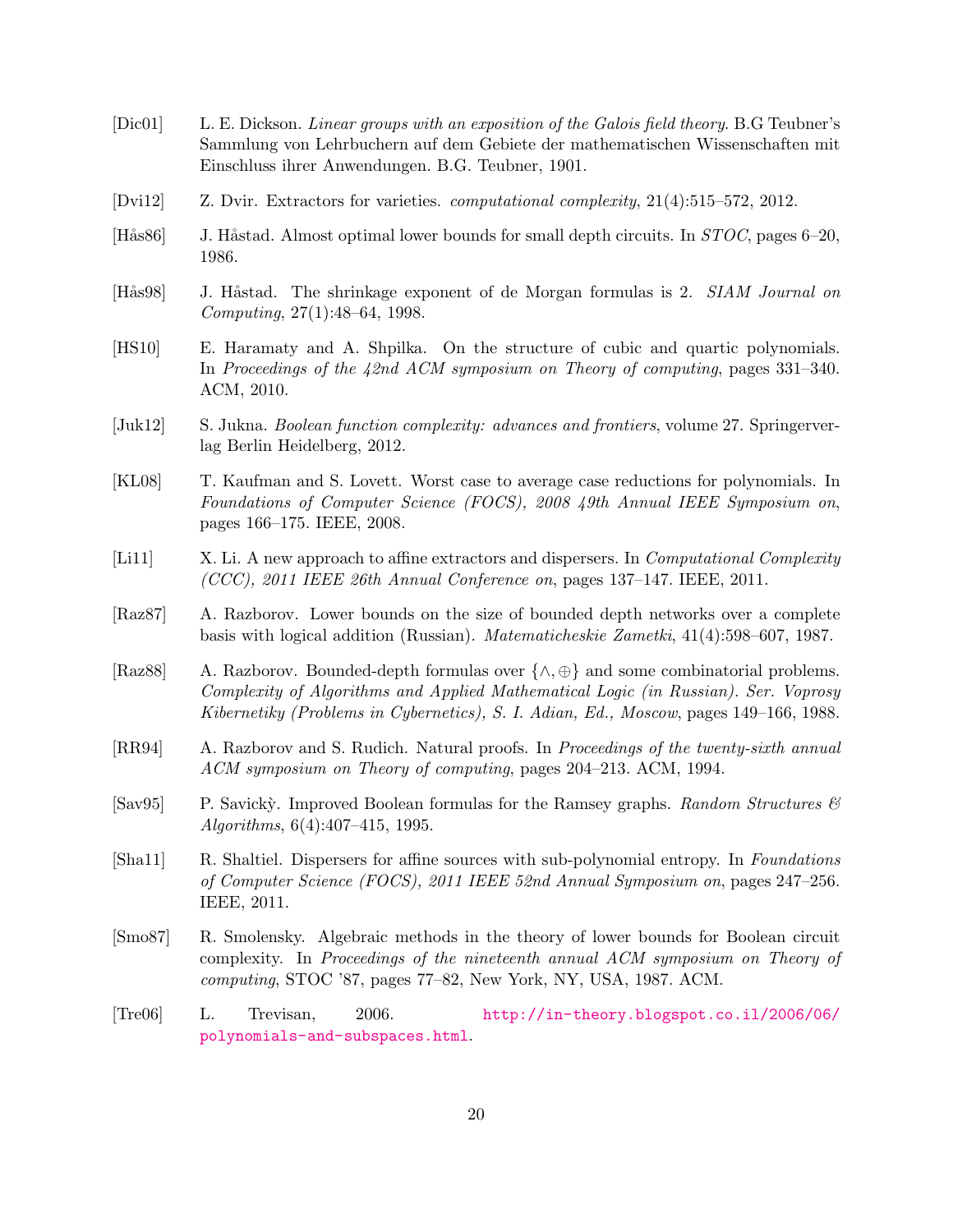- [Dic01] L. E. Dickson. *Linear groups with an exposition of the Galois field theory*. B.G Teubner's Sammlung von Lehrbuchern auf dem Gebiete der mathematischen Wissenschaften mit Einschluss ihrer Anwendungen. B.G. Teubner, 1901.

- [Dvi12] Z. Dvir. Extractors for varieties. *computational complexity*, 21(4):515–572, 2012.

- [Hås86] J. Håstad. Almost optimal lower bounds for small depth circuits. In *STOC*, pages 6–20, 1986.

- [Hås98] J. Håstad. The shrinkage exponent of de Morgan formulas is 2. *SIAM Journal on Computing*, 27(1):48–64, 1998.

- [HS10] E. Haramaty and A. Shpilka. On the structure of cubic and quartic polynomials. In *Proceedings of the 42nd ACM symposium on Theory of computing*, pages 331–340. ACM, 2010.

- [Juk12] S. Jukna. *Boolean function complexity: advances and frontiers*, volume 27. Springerverlag Berlin Heidelberg, 2012.

- [KL08] T. Kaufman and S. Lovett. Worst case to average case reductions for polynomials. In *Foundations of Computer Science (FOCS), 2008 49th Annual IEEE Symposium on*, pages 166–175. IEEE, 2008.

- [Li11] X. Li. A new approach to affine extractors and dispersers. In *Computational Complexity (CCC), 2011 IEEE 26th Annual Conference on*, pages 137–147. IEEE, 2011.

- [Raz87] A. Razborov. Lower bounds on the size of bounded depth networks over a complete basis with logical addition (Russian). *Matematicheskie Zametki*, 41(4):598–607, 1987.

- [Raz88] A. Razborov. Bounded-depth formulas over $\{\wedge, \oplus\}$ and some combinatorial problems. *Complexity of Algorithms and Applied Mathematical Logic (in Russian). Ser. Voprosy Kibernetiky (Problems in Cybernetics), S. I. Adian, Ed., Moscow*, pages 149–166, 1988.

- [RR94] A. Razborov and S. Rudich. Natural proofs. In *Proceedings of the twenty-sixth annual ACM symposium on Theory of computing*, pages 204–213. ACM, 1994.

- [Sav95] P. Savickỳ. Improved Boolean formulas for the Ramsey graphs. *Random Structures & Algorithms*, 6(4):407–415, 1995.

- [Sha11] R. Shaltiel. Dispersers for affine sources with sub-polynomial entropy. In *Foundations of Computer Science (FOCS), 2011 IEEE 52nd Annual Symposium on*, pages 247–256. IEEE, 2011.

- [Smo87] R. Smolensky. Algebraic methods in the theory of lower bounds for Boolean circuit complexity. In *Proceedings of the nineteenth annual ACM symposium on Theory of computing*, STOC '87, pages 77–82, New York, NY, USA, 1987. ACM.

- [Tre06] L. Trevisan, 2006. http://in-theory.blogspot.co.il/2006/06/polynomials-and-subspaces.html.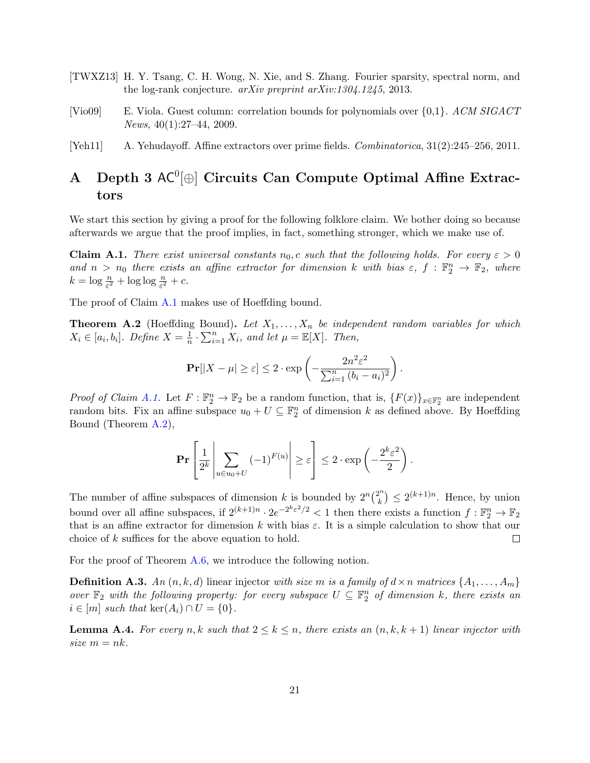[TWXZ13] H. Y. Tsang, C. H. Wong, N. Xie, and S. Zhang. Fourier sparsity, spectral norm, and the log-rank conjecture. *arXiv preprint arXiv:1304.1245*, 2013.

[Vio09] E. Viola. Guest column: correlation bounds for polynomials over {0,1}. *ACM SIGACT News*, 40(1):27–44, 2009.

[Yeh11] A. Yehudayoff. Affine extractors over prime fields. *Combinatorica*, 31(2):245–256, 2011.

# A Depth 3 $\mathsf{AC}^0[\oplus]$ Circuits Can Compute Optimal Affine Extractors

We start this section by giving a proof for the following folklore claim. We bother doing so because afterwards we argue that the proof implies, in fact, something stronger, which we make use of.

**Claim A.1.** *There exist universal constants $n_0, c$ such that the following holds. For every $\varepsilon > 0$ and $n > n_0$ there exists an affine extractor for dimension $k$ with bias $\varepsilon$, $f : \mathbb{F}_2^n \to \mathbb{F}_2$, where $k = \log \frac{n}{\varepsilon^2} + \log\log \frac{n}{\varepsilon^2} + c$.*

The proof of Claim A.1 makes use of Hoeffding bound.

**Theorem A.2** (Hoeffding Bound)**.** *Let $X_1, \ldots, X_n$ be independent random variables for which $X_i \in [a_i, b_i]$. Define $X = \frac{1}{n} \cdot \sum_{i=1}^n X_i$, and let $\mu = \mathbb{E}[X]$. Then,*

$$\mathbf{Pr}[|X - \mu| \geq \varepsilon] \leq 2 \cdot \exp\left(-\frac{2n^2\varepsilon^2}{\sum_{i=1}^n (b_i - a_i)^2}\right).$$

*Proof of Claim A.1.* Let $F : \mathbb{F}_2^n \to \mathbb{F}_2$ be a random function, that is, $\{F(x)\}_{x \in \mathbb{F}_2^n}$ are independent random bits. Fix an affine subspace $u_0 + U \subseteq \mathbb{F}_2^n$ of dimension $k$ as defined above. By Hoeffding Bound (Theorem A.2),

$$\mathbf{Pr}\left[\frac{1}{2^k}\left|\sum_{u \in u_0 + U} (-1)^{F(u)}\right| \geq \varepsilon\right] \leq 2 \cdot \exp\left(-\frac{2^k \varepsilon^2}{2}\right).$$

The number of affine subspaces of dimension $k$ is bounded by $2^n \binom{2^n}{k} \leq 2^{(k+1)n}$. Hence, by union bound over all affine subspaces, if $2^{(k+1)n} \cdot 2e^{-2^k \varepsilon^2/2} < 1$ then there exists a function $f : \mathbb{F}_2^n \to \mathbb{F}_2$ that is an affine extractor for dimension $k$ with bias $\varepsilon$. It is a simple calculation to show that our choice of $k$ suffices for the above equation to hold. $\square$

For the proof of Theorem A.6, we introduce the following notion.

**Definition A.3.** *An* $(n, k, d)$ linear injector *with size $m$ is a family of $d \times n$ matrices $\{A_1, \ldots, A_m\}$ over $\mathbb{F}_2$ with the following property: for every subspace $U \subseteq \mathbb{F}_2^n$ of dimension $k$, there exists an $i \in [m]$ such that $\ker(A_i) \cap U = \{0\}$.*

**Lemma A.4.** *For every $n, k$ such that $2 \leq k \leq n$, there exists an $(n, k, k+1)$ linear injector with size $m = nk$.*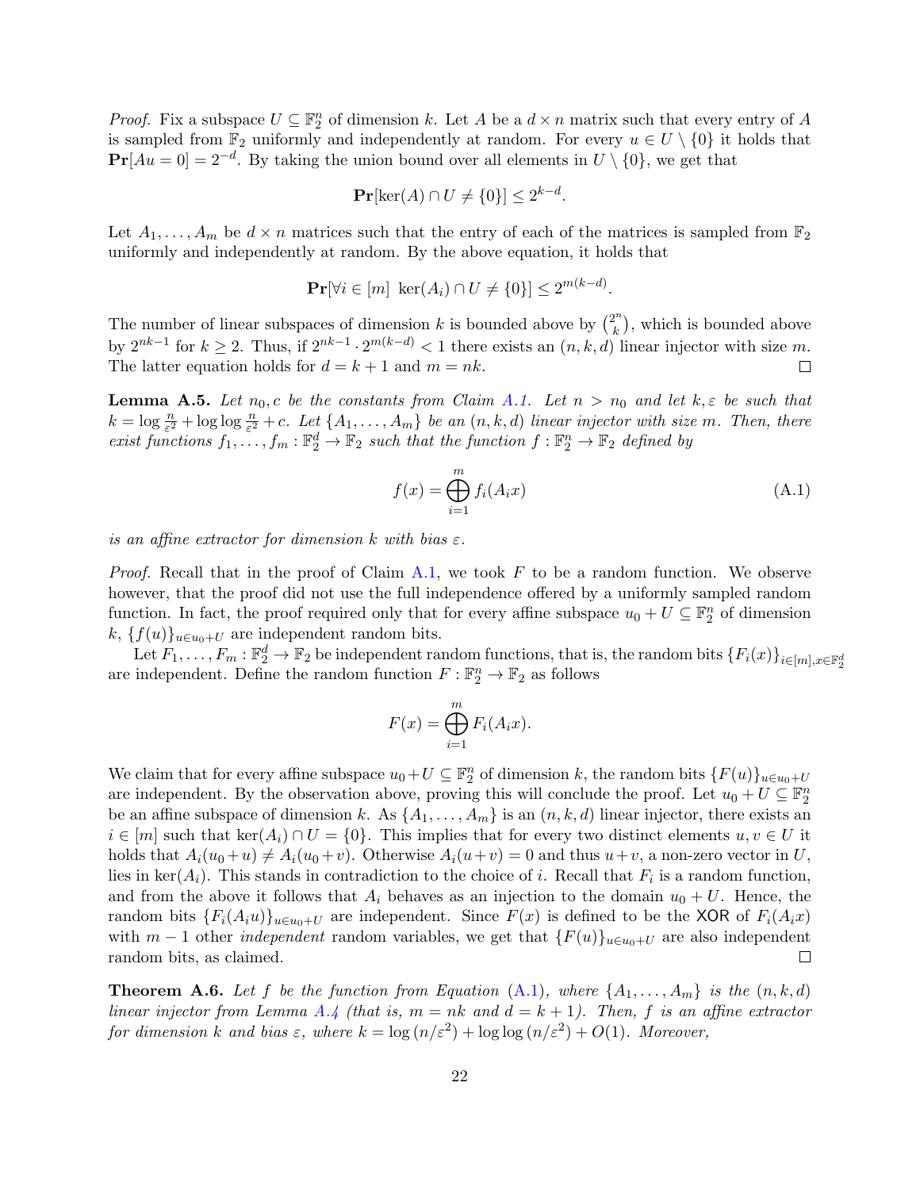*Proof.* Fix a subspace $U \subseteq \mathbb{F}_2^n$ of dimension $k$. Let $A$ be a $d \times n$ matrix such that every entry of $A$ is sampled from $\mathbb{F}_2$ uniformly and independently at random. For every $u \in U \setminus \{0\}$ it holds that $\mathbf{Pr}[Au = 0] = 2^{-d}$. By taking the union bound over all elements in $U \setminus \{0\}$, we get that

$$\mathbf{Pr}[\ker(A) \cap U \neq \{0\}] \leq 2^{k-d}.$$

Let $A_1, \ldots, A_m$ be $d \times n$ matrices such that the entry of each of the matrices is sampled from $\mathbb{F}_2$ uniformly and independently at random. By the above equation, it holds that

$$\mathbf{Pr}[\forall i \in [m] \ \ker(A_i) \cap U \neq \{0\}] \leq 2^{m(k-d)}.$$

The number of linear subspaces of dimension $k$ is bounded above by $\binom{2^n}{k}$, which is bounded above by $2^{nk-1}$ for $k \geq 2$. Thus, if $2^{nk-1} \cdot 2^{m(k-d)} < 1$ there exists an $(n, k, d)$ linear injector with size $m$. The latter equation holds for $d = k+1$ and $m = nk$. $\square$

**Lemma A.5.** *Let $n_0, c$ be the constants from Claim A.1. Let $n > n_0$ and let $k, \varepsilon$ be such that $k = \log \frac{n}{\varepsilon^2} + \log\log \frac{n}{\varepsilon^2} + c$. Let $\{A_1, \ldots, A_m\}$ be an $(n, k, d)$ linear injector with size $m$. Then, there exist functions $f_1, \ldots, f_m : \mathbb{F}_2^d \to \mathbb{F}_2$ such that the function $f : \mathbb{F}_2^n \to \mathbb{F}_2$ defined by*

$$f(x) = \bigoplus_{i=1}^{m} f_i(A_i x) \tag{A.1}$$

*is an affine extractor for dimension $k$ with bias $\varepsilon$.*

*Proof.* Recall that in the proof of Claim A.1, we took $F$ to be a random function. We observe however, that the proof did not use the full independence offered by a uniformly sampled random function. In fact, the proof required only that for every affine subspace $u_0 + U \subseteq \mathbb{F}_2^n$ of dimension $k$, $\{f(u)\}_{u \in u_0 + U}$ are independent random bits.

Let $F_1, \ldots, F_m : \mathbb{F}_2^d \to \mathbb{F}_2$ be independent random functions, that is, the random bits $\{F_i(x)\}_{i \in [m], x \in \mathbb{F}_2^d}$ are independent. Define the random function $F : \mathbb{F}_2^n \to \mathbb{F}_2$ as follows

$$F(x) = \bigoplus_{i=1}^{m} F_i(A_i x).$$

We claim that for every affine subspace $u_0 + U \subseteq \mathbb{F}_2^n$ of dimension $k$, the random bits $\{F(u)\}_{u \in u_0 + U}$ are independent. By the observation above, proving this will conclude the proof. Let $u_0 + U \subseteq \mathbb{F}_2^n$ be an affine subspace of dimension $k$. As $\{A_1, \ldots, A_m\}$ is an $(n, k, d)$ linear injector, there exists an $i \in [m]$ such that $\ker(A_i) \cap U = \{0\}$. This implies that for every two distinct elements $u, v \in U$ it holds that $A_i(u_0 + u) \neq A_i(u_0 + v)$. Otherwise $A_i(u + v) = 0$ and thus $u + v$, a non-zero vector in $U$, lies in $\ker(A_i)$. This stands in contradiction to the choice of $i$. Recall that $F_i$ is a random function, and from the above it follows that $A_i$ behaves as an injection to the domain $u_0 + U$. Hence, the random bits $\{F_i(A_i u)\}_{u \in u_0 + U}$ are independent. Since $F(x)$ is defined to be the XOR of $F_i(A_i x)$ with $m - 1$ other *independent* random variables, we get that $\{F(u)\}_{u \in u_0 + U}$ are also independent random bits, as claimed. $\square$

**Theorem A.6.** *Let $f$ be the function from Equation (A.1), where $\{A_1, \ldots, A_m\}$ is the $(n, k, d)$ linear injector from Lemma A.4 (that is, $m = nk$ and $d = k + 1$). Then, $f$ is an affine extractor for dimension $k$ and bias $\varepsilon$, where $k = \log(n/\varepsilon^2) + \log\log(n/\varepsilon^2) + O(1)$. Moreover,*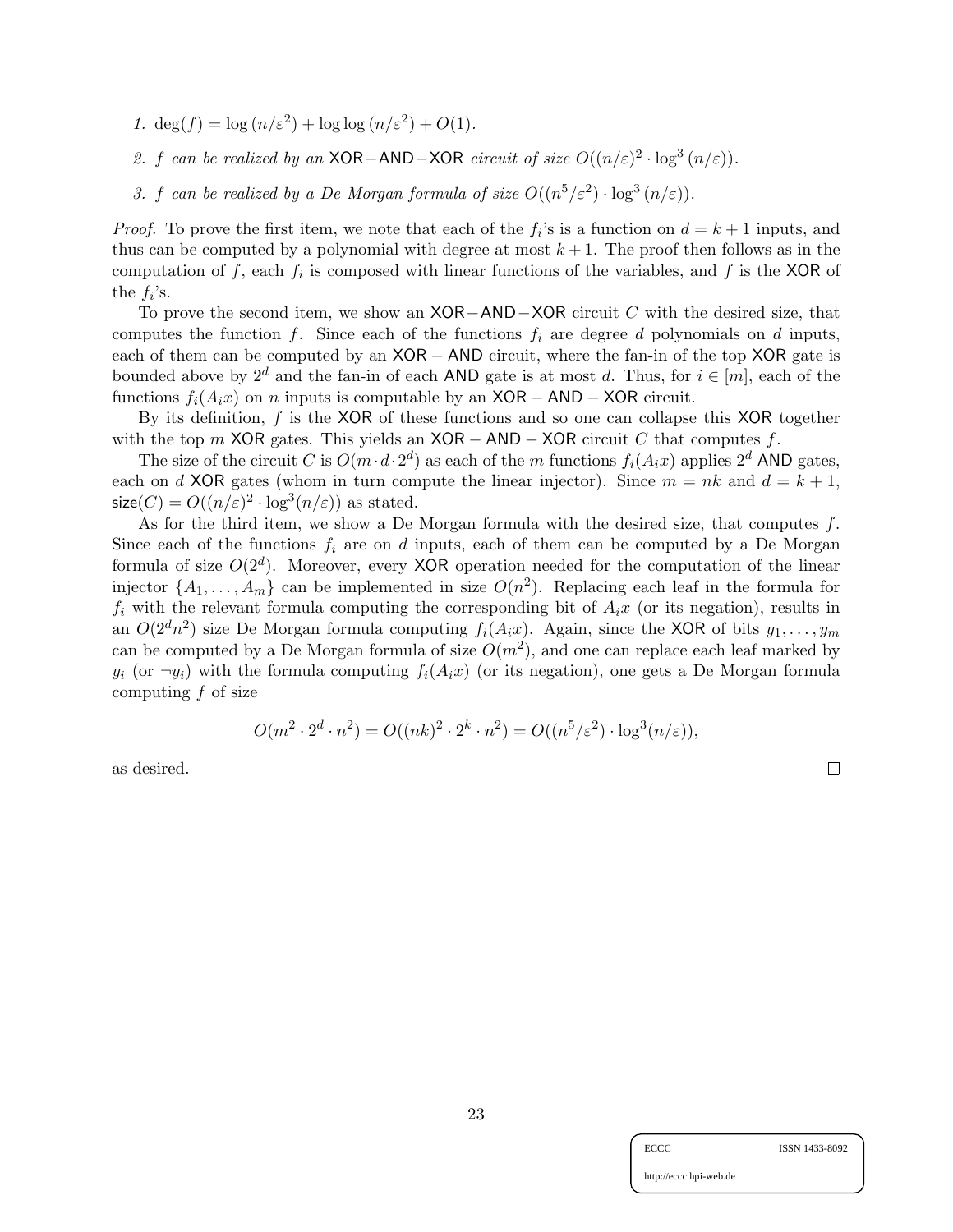1. $\deg(f) = \log(n/\varepsilon^2) + \log\log(n/\varepsilon^2) + O(1)$.
2. $f$ *can be realized by an* $\mathsf{XOR}-\mathsf{AND}-\mathsf{XOR}$ *circuit of size* $O((n/\varepsilon)^2 \cdot \log^3(n/\varepsilon))$.
3. $f$ *can be realized by a De Morgan formula of size* $O((n^5/\varepsilon^2) \cdot \log^3(n/\varepsilon))$.

*Proof.* To prove the first item, we note that each of the $f_i$'s is a function on $d = k+1$ inputs, and thus can be computed by a polynomial with degree at most $k+1$. The proof then follows as in the computation of $f$, each $f_i$ is composed with linear functions of the variables, and $f$ is the $\mathsf{XOR}$ of the $f_i$'s.

To prove the second item, we show an $\mathsf{XOR}-\mathsf{AND}-\mathsf{XOR}$ circuit $C$ with the desired size, that computes the function $f$. Since each of the functions $f_i$ are degree $d$ polynomials on $d$ inputs, each of them can be computed by an $\mathsf{XOR}-\mathsf{AND}$ circuit, where the fan-in of the top $\mathsf{XOR}$ gate is bounded above by $2^d$ and the fan-in of each $\mathsf{AND}$ gate is at most $d$. Thus, for $i \in [m]$, each of the functions $f_i(A_i x)$ on $n$ inputs is computable by an $\mathsf{XOR}-\mathsf{AND}-\mathsf{XOR}$ circuit.

By its definition, $f$ is the $\mathsf{XOR}$ of these functions and so one can collapse this $\mathsf{XOR}$ together with the top $m$ $\mathsf{XOR}$ gates. This yields an $\mathsf{XOR}-\mathsf{AND}-\mathsf{XOR}$ circuit $C$ that computes $f$.

The size of the circuit $C$ is $O(m \cdot d \cdot 2^d)$ as each of the $m$ functions $f_i(A_i x)$ applies $2^d$ $\mathsf{AND}$ gates, each on $d$ $\mathsf{XOR}$ gates (whom in turn compute the linear injector). Since $m = nk$ and $d = k+1$, $\mathsf{size}(C) = O((n/\varepsilon)^2 \cdot \log^3(n/\varepsilon))$ as stated.

As for the third item, we show a De Morgan formula with the desired size, that computes $f$. Since each of the functions $f_i$ are on $d$ inputs, each of them can be computed by a De Morgan formula of size $O(2^d)$. Moreover, every $\mathsf{XOR}$ operation needed for the computation of the linear injector $\{A_1, \ldots, A_m\}$ can be implemented in size $O(n^2)$. Replacing each leaf in the formula for $f_i$ with the relevant formula computing the corresponding bit of $A_i x$ (or its negation), results in an $O(2^d n^2)$ size De Morgan formula computing $f_i(A_i x)$. Again, since the $\mathsf{XOR}$ of bits $y_1, \ldots, y_m$ can be computed by a De Morgan formula of size $O(m^2)$, and one can replace each leaf marked by $y_i$ (or $\neg y_i$) with the formula computing $f_i(A_i x)$ (or its negation), one gets a De Morgan formula computing $f$ of size

$$O(m^2 \cdot 2^d \cdot n^2) = O((nk)^2 \cdot 2^k \cdot n^2) = O((n^5/\varepsilon^2) \cdot \log^3(n/\varepsilon)),$$

as desired. □